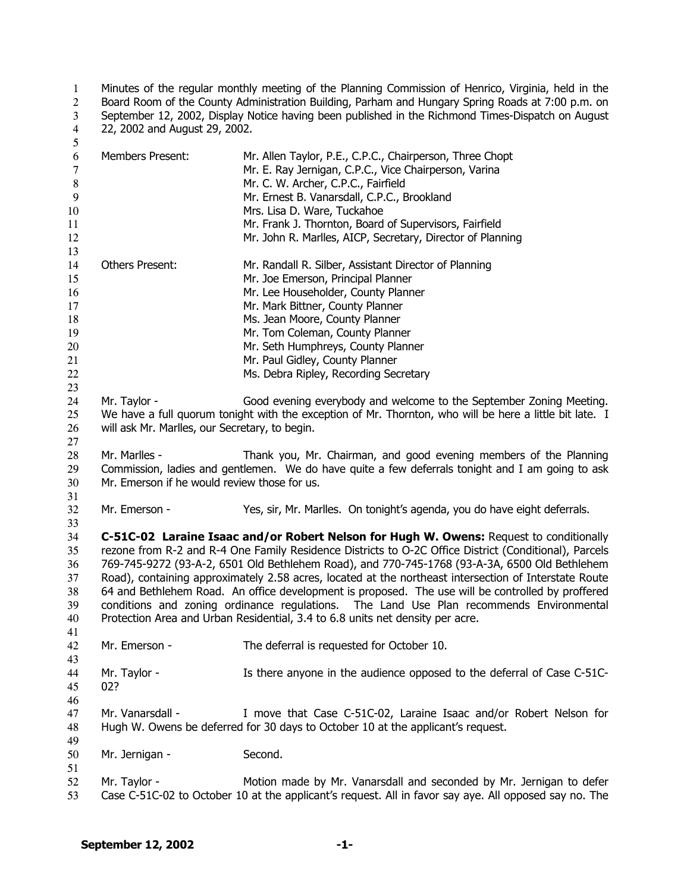Minutes of the regular monthly meeting of the Planning Commission of Henrico, Virginia, held in the Board Room of the County Administration Building, Parham and Hungary Spring Roads at 7:00 p.m. on September 12, 2002, Display Notice having been published in the Richmond Times-Dispatch on August 22, 2002 and August 29, 2002.

| | |
|---|---|
| Members Present: | Mr. Allen Taylor, P.E., C.P.C., Chairperson, Three Chopt |
| | Mr. E. Ray Jernigan, C.P.C., Vice Chairperson, Varina |
| | Mr. C. W. Archer, C.P.C., Fairfield |
| | Mr. Ernest B. Vanarsdall, C.P.C., Brookland |
| | Mrs. Lisa D. Ware, Tuckahoe |
| | Mr. Frank J. Thornton, Board of Supervisors, Fairfield |
| | Mr. John R. Marlles, AICP, Secretary, Director of Planning |
| Others Present: | Mr. Randall R. Silber, Assistant Director of Planning |
| | Mr. Joe Emerson, Principal Planner |
| | Mr. Lee Householder, County Planner |
| | Mr. Mark Bittner, County Planner |
| | Ms. Jean Moore, County Planner |
| | Mr. Tom Coleman, County Planner |
| | Mr. Seth Humphreys, County Planner |
| | Mr. Paul Gidley, County Planner |
| | Ms. Debra Ripley, Recording Secretary |

Mr. Taylor - Good evening everybody and welcome to the September Zoning Meeting. We have a full quorum tonight with the exception of Mr. Thornton, who will be here a little bit late. I will ask Mr. Marlles, our Secretary, to begin.

Mr. Marlles - Thank you, Mr. Chairman, and good evening members of the Planning Commission, ladies and gentlemen. We do have quite a few deferrals tonight and I am going to ask Mr. Emerson if he would review those for us.

Mr. Emerson - Yes, sir, Mr. Marlles. On tonight's agenda, you do have eight deferrals.

**C-51C-02 Laraine Isaac and/or Robert Nelson for Hugh W. Owens:** Request to conditionally rezone from R-2 and R-4 One Family Residence Districts to O-2C Office District (Conditional), Parcels 769-745-9272 (93-A-2, 6501 Old Bethlehem Road), and 770-745-1768 (93-A-3A, 6500 Old Bethlehem Road), containing approximately 2.58 acres, located at the northeast intersection of Interstate Route 64 and Bethlehem Road. An office development is proposed. The use will be controlled by proffered conditions and zoning ordinance regulations. The Land Use Plan recommends Environmental Protection Area and Urban Residential, 3.4 to 6.8 units net density per acre.

Mr. Emerson - The deferral is requested for October 10.

Mr. Taylor - Is there anyone in the audience opposed to the deferral of Case C-51C-02?

Mr. Vanarsdall - I move that Case C-51C-02, Laraine Isaac and/or Robert Nelson for Hugh W. Owens be deferred for 30 days to October 10 at the applicant's request.

Mr. Jernigan - Second.

Mr. Taylor - Motion made by Mr. Vanarsdall and seconded by Mr. Jernigan to defer Case C-51C-02 to October 10 at the applicant's request. All in favor say aye. All opposed say no. The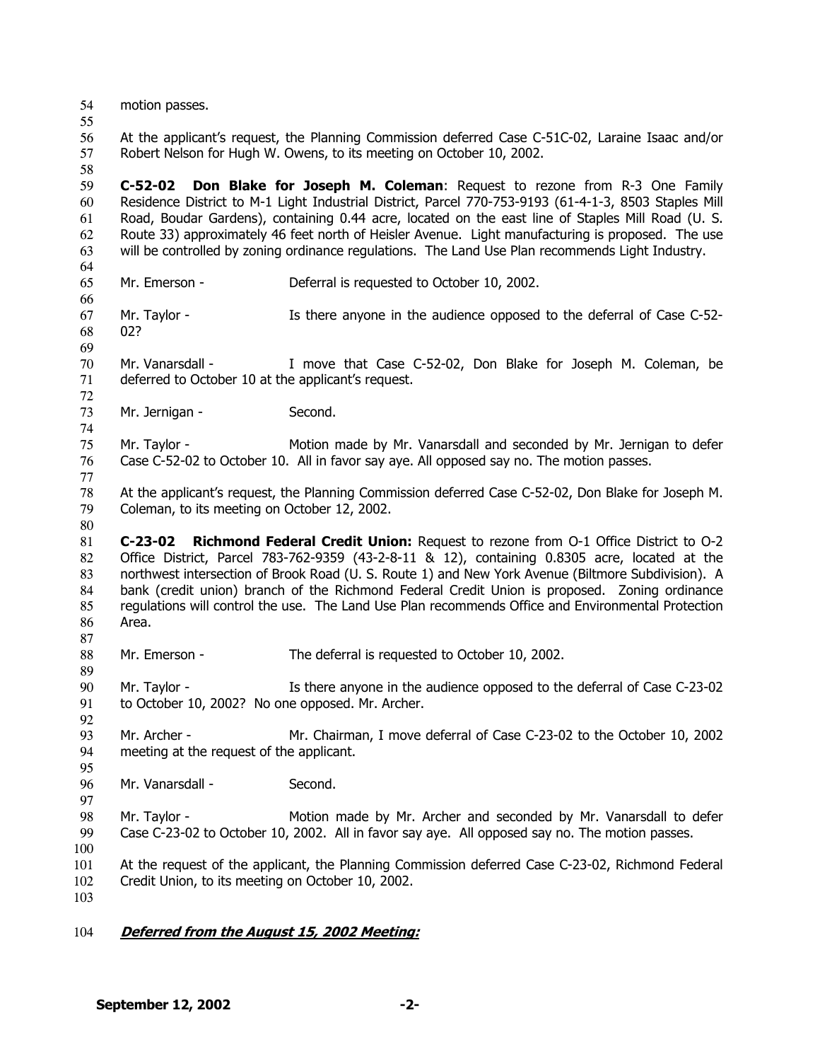motion passes.

At the applicant's request, the Planning Commission deferred Case C-51C-02, Laraine Isaac and/or Robert Nelson for Hugh W. Owens, to its meeting on October 10, 2002.

**C-52-02 Don Blake for Joseph M. Coleman**: Request to rezone from R-3 One Family Residence District to M-1 Light Industrial District, Parcel 770-753-9193 (61-4-1-3, 8503 Staples Mill Road, Boudar Gardens), containing 0.44 acre, located on the east line of Staples Mill Road (U. S. Route 33) approximately 46 feet north of Heisler Avenue. Light manufacturing is proposed. The use will be controlled by zoning ordinance regulations. The Land Use Plan recommends Light Industry.

Mr. Emerson - Deferral is requested to October 10, 2002.

Mr. Taylor - Is there anyone in the audience opposed to the deferral of Case C-52-02?

Mr. Vanarsdall - I move that Case C-52-02, Don Blake for Joseph M. Coleman, be deferred to October 10 at the applicant's request.

Mr. Jernigan - Second.

Mr. Taylor - Motion made by Mr. Vanarsdall and seconded by Mr. Jernigan to defer Case C-52-02 to October 10. All in favor say aye. All opposed say no. The motion passes.

At the applicant's request, the Planning Commission deferred Case C-52-02, Don Blake for Joseph M. Coleman, to its meeting on October 12, 2002.

**C-23-02 Richmond Federal Credit Union:** Request to rezone from O-1 Office District to O-2 Office District, Parcel 783-762-9359 (43-2-8-11 & 12), containing 0.8305 acre, located at the northwest intersection of Brook Road (U. S. Route 1) and New York Avenue (Biltmore Subdivision). A bank (credit union) branch of the Richmond Federal Credit Union is proposed. Zoning ordinance regulations will control the use. The Land Use Plan recommends Office and Environmental Protection Area.

Mr. Emerson - The deferral is requested to October 10, 2002.

Mr. Taylor - Is there anyone in the audience opposed to the deferral of Case C-23-02 to October 10, 2002? No one opposed. Mr. Archer.

Mr. Archer - Mr. Chairman, I move deferral of Case C-23-02 to the October 10, 2002 meeting at the request of the applicant.

Mr. Vanarsdall - Second.

Mr. Taylor - Motion made by Mr. Archer and seconded by Mr. Vanarsdall to defer Case C-23-02 to October 10, 2002. All in favor say aye. All opposed say no. The motion passes.

At the request of the applicant, the Planning Commission deferred Case C-23-02, Richmond Federal Credit Union, to its meeting on October 10, 2002.

***Deferred from the August 15, 2002 Meeting:***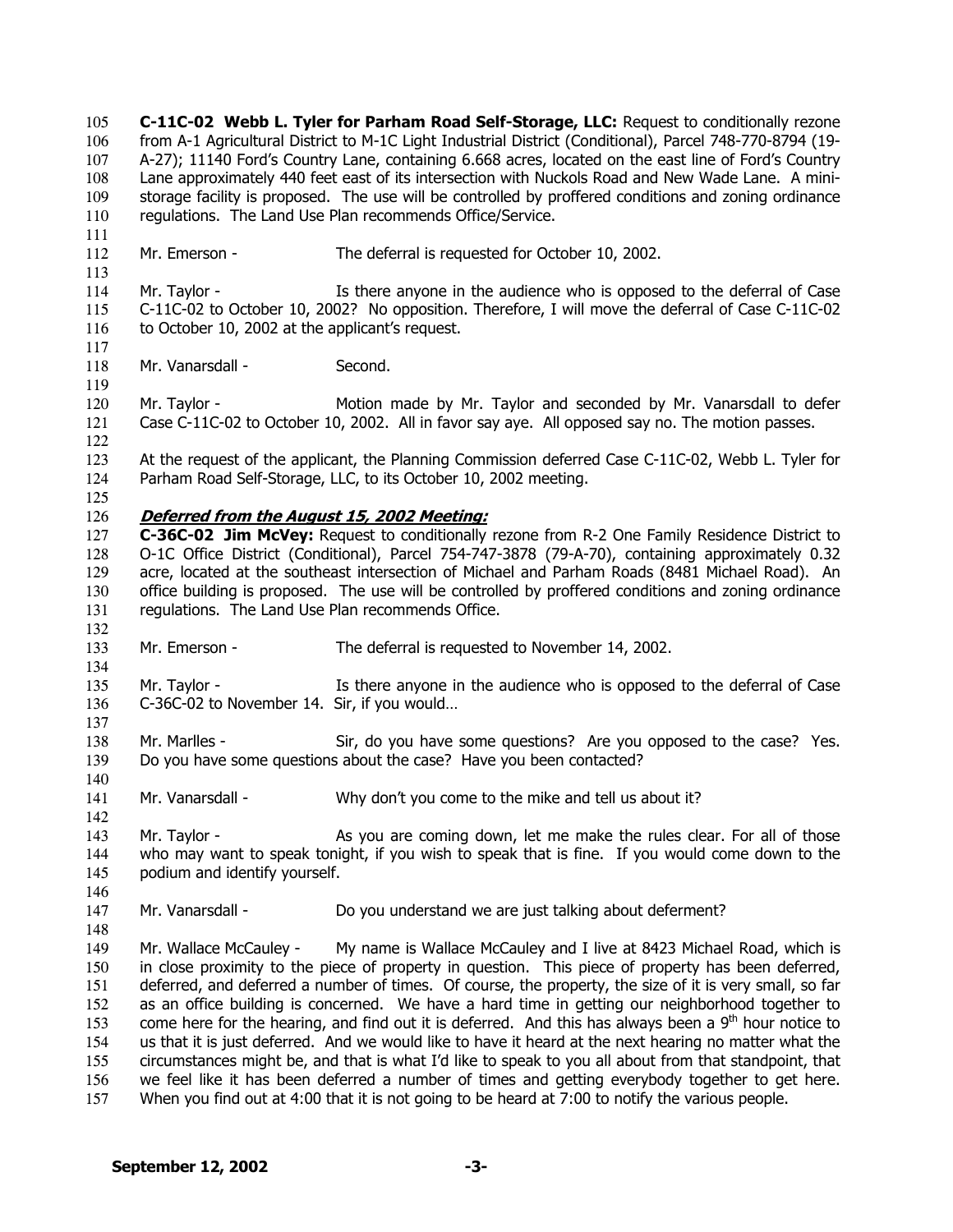**C-11C-02 Webb L. Tyler for Parham Road Self-Storage, LLC:** Request to conditionally rezone from A-1 Agricultural District to M-1C Light Industrial District (Conditional), Parcel 748-770-8794 (19-A-27); 11140 Ford's Country Lane, containing 6.668 acres, located on the east line of Ford's Country Lane approximately 440 feet east of its intersection with Nuckols Road and New Wade Lane. A mini-storage facility is proposed. The use will be controlled by proffered conditions and zoning ordinance regulations. The Land Use Plan recommends Office/Service.

Mr. Emerson - The deferral is requested for October 10, 2002.

Mr. Taylor - Is there anyone in the audience who is opposed to the deferral of Case C-11C-02 to October 10, 2002? No opposition. Therefore, I will move the deferral of Case C-11C-02 to October 10, 2002 at the applicant's request.

Mr. Vanarsdall - Second.

Mr. Taylor - Motion made by Mr. Taylor and seconded by Mr. Vanarsdall to defer Case C-11C-02 to October 10, 2002. All in favor say aye. All opposed say no. The motion passes.

At the request of the applicant, the Planning Commission deferred Case C-11C-02, Webb L. Tyler for Parham Road Self-Storage, LLC, to its October 10, 2002 meeting.

***Deferred from the August 15, 2002 Meeting:***

**C-36C-02 Jim McVey:** Request to conditionally rezone from R-2 One Family Residence District to O-1C Office District (Conditional), Parcel 754-747-3878 (79-A-70), containing approximately 0.32 acre, located at the southeast intersection of Michael and Parham Roads (8481 Michael Road). An office building is proposed. The use will be controlled by proffered conditions and zoning ordinance regulations. The Land Use Plan recommends Office.

Mr. Emerson - The deferral is requested to November 14, 2002.

Mr. Taylor - Is there anyone in the audience who is opposed to the deferral of Case C-36C-02 to November 14. Sir, if you would…

Mr. Marlles - Sir, do you have some questions? Are you opposed to the case? Yes. Do you have some questions about the case? Have you been contacted?

Mr. Vanarsdall - Why don't you come to the mike and tell us about it?

Mr. Taylor - As you are coming down, let me make the rules clear. For all of those who may want to speak tonight, if you wish to speak that is fine. If you would come down to the podium and identify yourself.

Mr. Vanarsdall - Do you understand we are just talking about deferment?

Mr. Wallace McCauley - My name is Wallace McCauley and I live at 8423 Michael Road, which is in close proximity to the piece of property in question. This piece of property has been deferred, deferred, and deferred a number of times. Of course, the property, the size of it is very small, so far as an office building is concerned. We have a hard time in getting our neighborhood together to come here for the hearing, and find out it is deferred. And this has always been a 9th hour notice to us that it is just deferred. And we would like to have it heard at the next hearing no matter what the circumstances might be, and that is what I'd like to speak to you all about from that standpoint, that we feel like it has been deferred a number of times and getting everybody together to get here. When you find out at 4:00 that it is not going to be heard at 7:00 to notify the various people.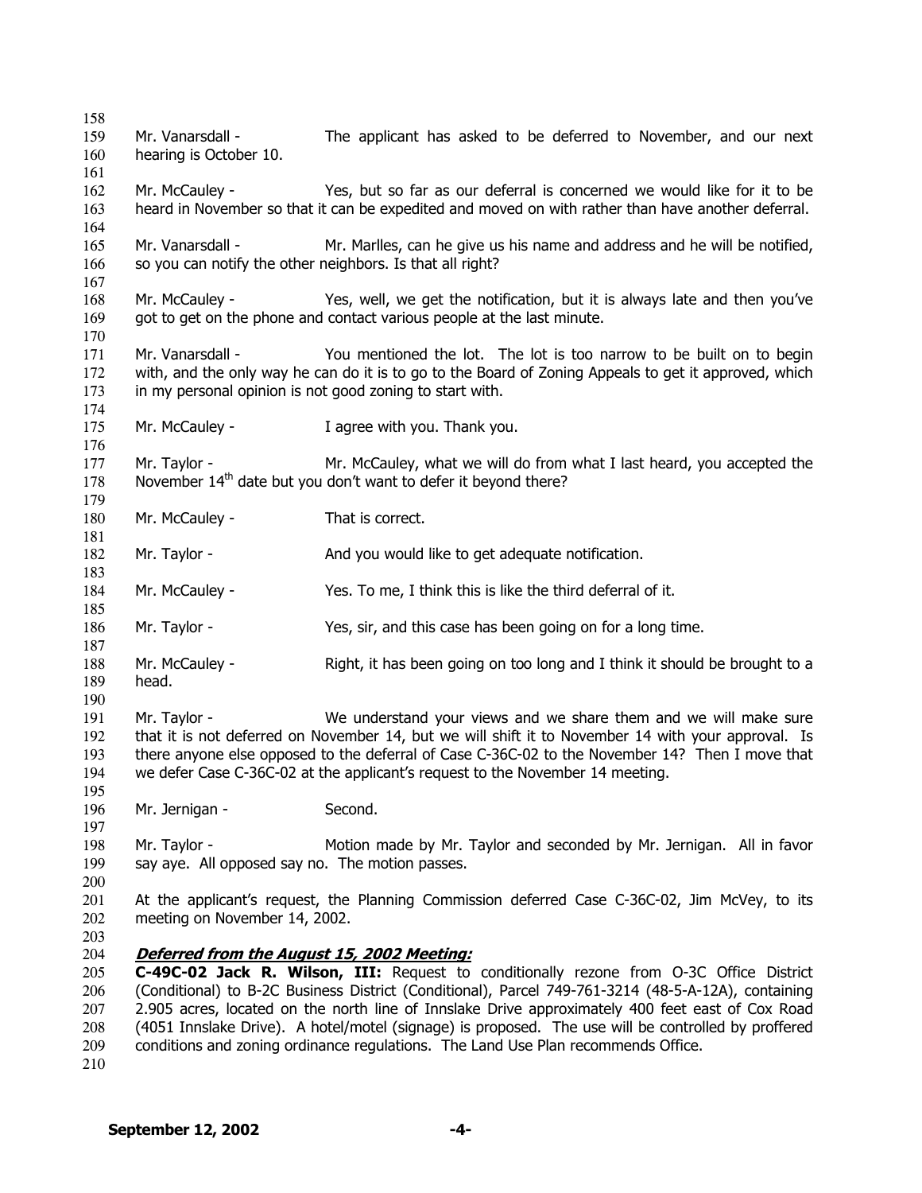Mr. Vanarsdall - The applicant has asked to be deferred to November, and our next hearing is October 10.

Mr. McCauley - Yes, but so far as our deferral is concerned we would like for it to be heard in November so that it can be expedited and moved on with rather than have another deferral.

Mr. Vanarsdall - Mr. Marlles, can he give us his name and address and he will be notified, so you can notify the other neighbors. Is that all right?

Mr. McCauley - Yes, well, we get the notification, but it is always late and then you've got to get on the phone and contact various people at the last minute.

Mr. Vanarsdall - You mentioned the lot. The lot is too narrow to be built on to begin with, and the only way he can do it is to go to the Board of Zoning Appeals to get it approved, which in my personal opinion is not good zoning to start with.

Mr. McCauley - I agree with you. Thank you.

Mr. Taylor - Mr. McCauley, what we will do from what I last heard, you accepted the November 14th date but you don't want to defer it beyond there?

Mr. McCauley - That is correct.

Mr. Taylor - And you would like to get adequate notification.

Mr. McCauley - Yes. To me, I think this is like the third deferral of it.

Mr. Taylor - Yes, sir, and this case has been going on for a long time.

Mr. McCauley - Right, it has been going on too long and I think it should be brought to a head.

Mr. Taylor - We understand your views and we share them and we will make sure that it is not deferred on November 14, but we will shift it to November 14 with your approval. Is there anyone else opposed to the deferral of Case C-36C-02 to the November 14? Then I move that we defer Case C-36C-02 at the applicant's request to the November 14 meeting.

Mr. Jernigan - Second.

Mr. Taylor - Motion made by Mr. Taylor and seconded by Mr. Jernigan. All in favor say aye. All opposed say no. The motion passes.

At the applicant's request, the Planning Commission deferred Case C-36C-02, Jim McVey, to its meeting on November 14, 2002.

***Deferred from the August 15, 2002 Meeting:***

**C-49C-02 Jack R. Wilson, III:** Request to conditionally rezone from O-3C Office District (Conditional) to B-2C Business District (Conditional), Parcel 749-761-3214 (48-5-A-12A), containing 2.905 acres, located on the north line of Innslake Drive approximately 400 feet east of Cox Road (4051 Innslake Drive). A hotel/motel (signage) is proposed. The use will be controlled by proffered conditions and zoning ordinance regulations. The Land Use Plan recommends Office.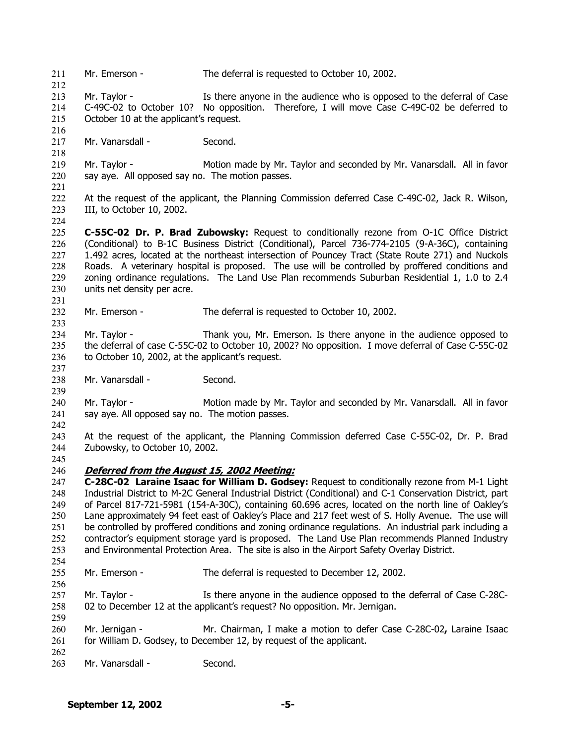Mr. Emerson - The deferral is requested to October 10, 2002.

Mr. Taylor - Is there anyone in the audience who is opposed to the deferral of Case C-49C-02 to October 10? No opposition. Therefore, I will move Case C-49C-02 be deferred to October 10 at the applicant's request.

Mr. Vanarsdall - Second.

Mr. Taylor - Motion made by Mr. Taylor and seconded by Mr. Vanarsdall. All in favor say aye. All opposed say no. The motion passes.

At the request of the applicant, the Planning Commission deferred Case C-49C-02, Jack R. Wilson, III, to October 10, 2002.

**C-55C-02 Dr. P. Brad Zubowsky:** Request to conditionally rezone from O-1C Office District (Conditional) to B-1C Business District (Conditional), Parcel 736-774-2105 (9-A-36C), containing 1.492 acres, located at the northeast intersection of Pouncey Tract (State Route 271) and Nuckols Roads. A veterinary hospital is proposed. The use will be controlled by proffered conditions and zoning ordinance regulations. The Land Use Plan recommends Suburban Residential 1, 1.0 to 2.4 units net density per acre.

Mr. Emerson - The deferral is requested to October 10, 2002.

Mr. Taylor - Thank you, Mr. Emerson. Is there anyone in the audience opposed to the deferral of case C-55C-02 to October 10, 2002? No opposition. I move deferral of Case C-55C-02 to October 10, 2002, at the applicant's request.

Mr. Vanarsdall - Second.

Mr. Taylor - Motion made by Mr. Taylor and seconded by Mr. Vanarsdall. All in favor say aye. All opposed say no. The motion passes.

At the request of the applicant, the Planning Commission deferred Case C-55C-02, Dr. P. Brad Zubowsky, to October 10, 2002.

***Deferred from the August 15, 2002 Meeting:***

**C-28C-02 Laraine Isaac for William D. Godsey:** Request to conditionally rezone from M-1 Light Industrial District to M-2C General Industrial District (Conditional) and C-1 Conservation District, part of Parcel 817-721-5981 (154-A-30C), containing 60.696 acres, located on the north line of Oakley's Lane approximately 94 feet east of Oakley's Place and 217 feet west of S. Holly Avenue. The use will be controlled by proffered conditions and zoning ordinance regulations. An industrial park including a contractor's equipment storage yard is proposed. The Land Use Plan recommends Planned Industry and Environmental Protection Area. The site is also in the Airport Safety Overlay District.

Mr. Emerson - The deferral is requested to December 12, 2002.

Mr. Taylor - Is there anyone in the audience opposed to the deferral of Case C-28C-02 to December 12 at the applicant's request? No opposition. Mr. Jernigan.

Mr. Jernigan - Mr. Chairman, I make a motion to defer Case C-28C-02**,** Laraine Isaac for William D. Godsey, to December 12, by request of the applicant.

Mr. Vanarsdall - Second.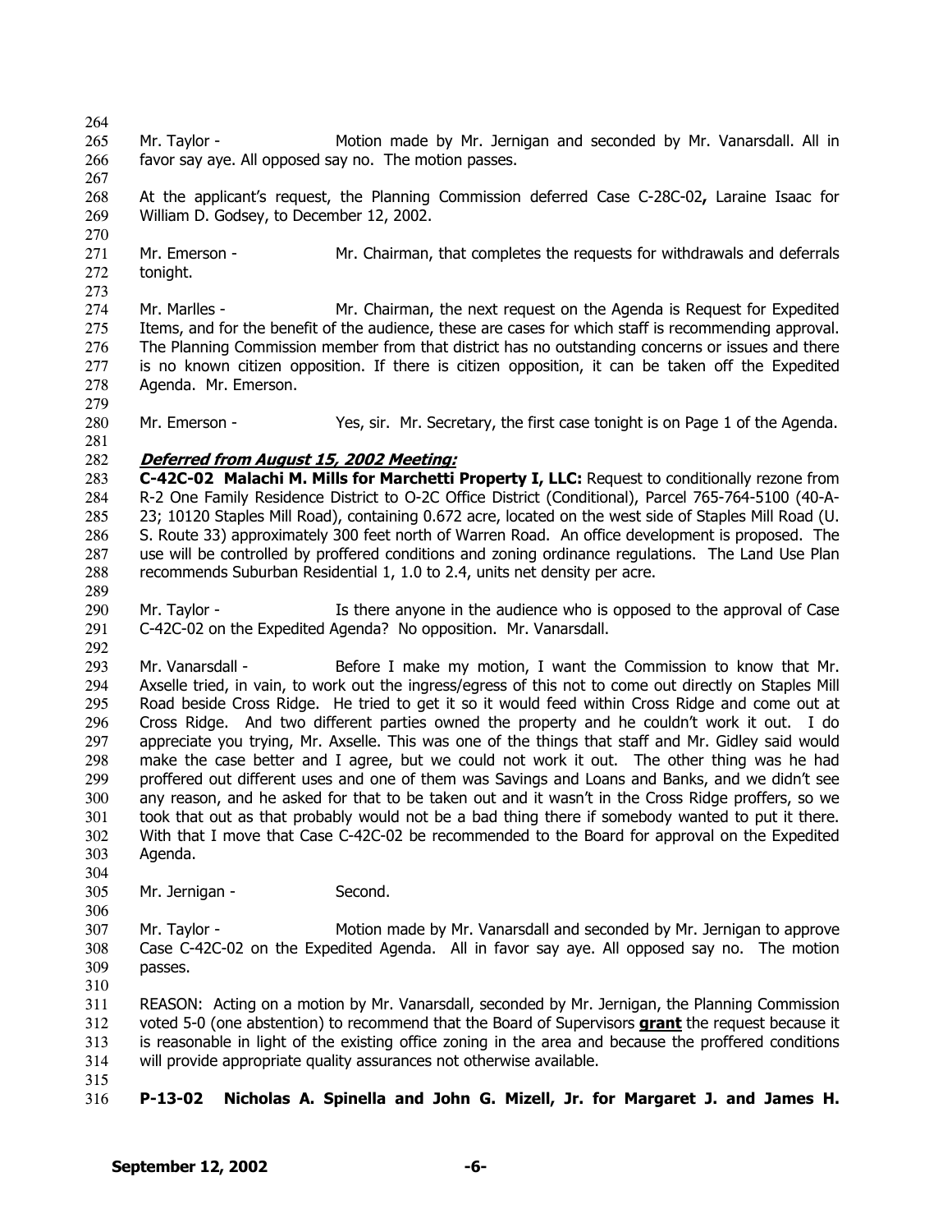Mr. Taylor - Motion made by Mr. Jernigan and seconded by Mr. Vanarsdall. All in favor say aye. All opposed say no. The motion passes.

At the applicant's request, the Planning Commission deferred Case C-28C-02**,** Laraine Isaac for William D. Godsey, to December 12, 2002.

Mr. Emerson - Mr. Chairman, that completes the requests for withdrawals and deferrals tonight.

Mr. Marlles - Mr. Chairman, the next request on the Agenda is Request for Expedited Items, and for the benefit of the audience, these are cases for which staff is recommending approval. The Planning Commission member from that district has no outstanding concerns or issues and there is no known citizen opposition. If there is citizen opposition, it can be taken off the Expedited Agenda. Mr. Emerson.

Mr. Emerson - Yes, sir. Mr. Secretary, the first case tonight is on Page 1 of the Agenda.

***Deferred from August 15, 2002 Meeting:***

**C-42C-02 Malachi M. Mills for Marchetti Property I, LLC:** Request to conditionally rezone from R-2 One Family Residence District to O-2C Office District (Conditional), Parcel 765-764-5100 (40-A-23; 10120 Staples Mill Road), containing 0.672 acre, located on the west side of Staples Mill Road (U. S. Route 33) approximately 300 feet north of Warren Road. An office development is proposed. The use will be controlled by proffered conditions and zoning ordinance regulations. The Land Use Plan recommends Suburban Residential 1, 1.0 to 2.4, units net density per acre.

Mr. Taylor - Is there anyone in the audience who is opposed to the approval of Case C-42C-02 on the Expedited Agenda? No opposition. Mr. Vanarsdall.

Mr. Vanarsdall - Before I make my motion, I want the Commission to know that Mr. Axselle tried, in vain, to work out the ingress/egress of this not to come out directly on Staples Mill Road beside Cross Ridge. He tried to get it so it would feed within Cross Ridge and come out at Cross Ridge. And two different parties owned the property and he couldn't work it out. I do appreciate you trying, Mr. Axselle. This was one of the things that staff and Mr. Gidley said would make the case better and I agree, but we could not work it out. The other thing was he had proffered out different uses and one of them was Savings and Loans and Banks, and we didn't see any reason, and he asked for that to be taken out and it wasn't in the Cross Ridge proffers, so we took that out as that probably would not be a bad thing there if somebody wanted to put it there. With that I move that Case C-42C-02 be recommended to the Board for approval on the Expedited Agenda.

Mr. Jernigan - Second.

Mr. Taylor - Motion made by Mr. Vanarsdall and seconded by Mr. Jernigan to approve Case C-42C-02 on the Expedited Agenda. All in favor say aye. All opposed say no. The motion passes.

REASON: Acting on a motion by Mr. Vanarsdall, seconded by Mr. Jernigan, the Planning Commission voted 5-0 (one abstention) to recommend that the Board of Supervisors **grant** the request because it is reasonable in light of the existing office zoning in the area and because the proffered conditions will provide appropriate quality assurances not otherwise available.

**P-13-02 Nicholas A. Spinella and John G. Mizell, Jr. for Margaret J. and James H.**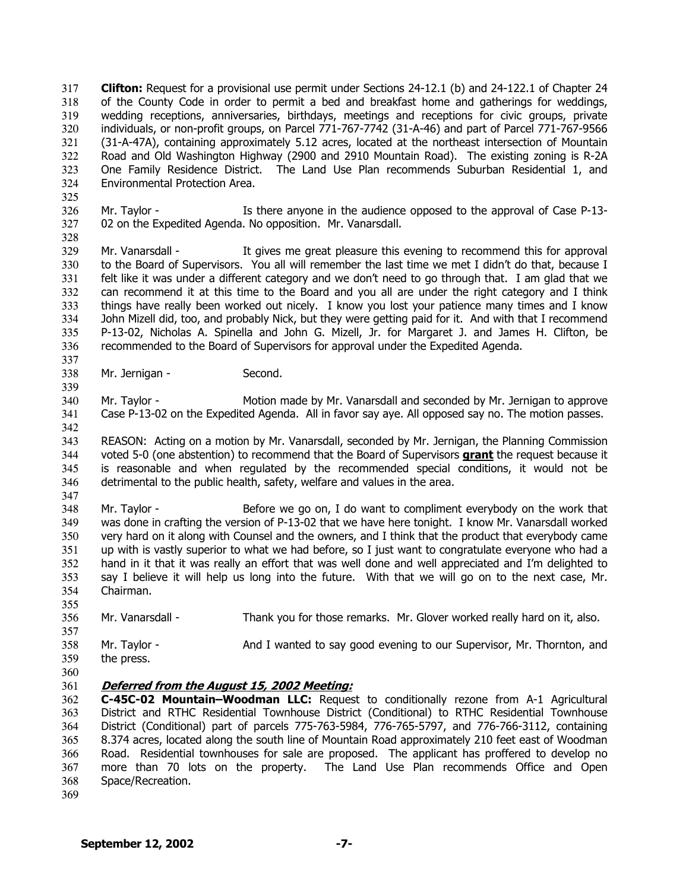**Clifton:** Request for a provisional use permit under Sections 24-12.1 (b) and 24-122.1 of Chapter 24 of the County Code in order to permit a bed and breakfast home and gatherings for weddings, wedding receptions, anniversaries, birthdays, meetings and receptions for civic groups, private individuals, or non-profit groups, on Parcel 771-767-7742 (31-A-46) and part of Parcel 771-767-9566 (31-A-47A), containing approximately 5.12 acres, located at the northeast intersection of Mountain Road and Old Washington Highway (2900 and 2910 Mountain Road). The existing zoning is R-2A One Family Residence District. The Land Use Plan recommends Suburban Residential 1, and Environmental Protection Area.

Mr. Taylor - Is there anyone in the audience opposed to the approval of Case P-13-02 on the Expedited Agenda. No opposition. Mr. Vanarsdall.

Mr. Vanarsdall - It gives me great pleasure this evening to recommend this for approval to the Board of Supervisors. You all will remember the last time we met I didn't do that, because I felt like it was under a different category and we don't need to go through that. I am glad that we can recommend it at this time to the Board and you all are under the right category and I think things have really been worked out nicely. I know you lost your patience many times and I know John Mizell did, too, and probably Nick, but they were getting paid for it. And with that I recommend P-13-02, Nicholas A. Spinella and John G. Mizell, Jr. for Margaret J. and James H. Clifton, be recommended to the Board of Supervisors for approval under the Expedited Agenda.

Mr. Jernigan - Second.

Mr. Taylor - Motion made by Mr. Vanarsdall and seconded by Mr. Jernigan to approve Case P-13-02 on the Expedited Agenda. All in favor say aye. All opposed say no. The motion passes.

REASON: Acting on a motion by Mr. Vanarsdall, seconded by Mr. Jernigan, the Planning Commission voted 5-0 (one abstention) to recommend that the Board of Supervisors **grant** the request because it is reasonable and when regulated by the recommended special conditions, it would not be detrimental to the public health, safety, welfare and values in the area.

Mr. Taylor - Before we go on, I do want to compliment everybody on the work that was done in crafting the version of P-13-02 that we have here tonight. I know Mr. Vanarsdall worked very hard on it along with Counsel and the owners, and I think that the product that everybody came up with is vastly superior to what we had before, so I just want to congratulate everyone who had a hand in it that it was really an effort that was well done and well appreciated and I'm delighted to say I believe it will help us long into the future. With that we will go on to the next case, Mr. Chairman.

Mr. Vanarsdall - Thank you for those remarks. Mr. Glover worked really hard on it, also.

Mr. Taylor - And I wanted to say good evening to our Supervisor, Mr. Thornton, and the press.

***Deferred from the August 15, 2002 Meeting:***

**C-45C-02 Mountain–Woodman LLC:** Request to conditionally rezone from A-1 Agricultural District and RTHC Residential Townhouse District (Conditional) to RTHC Residential Townhouse District (Conditional) part of parcels 775-763-5984, 776-765-5797, and 776-766-3112, containing 8.374 acres, located along the south line of Mountain Road approximately 210 feet east of Woodman Road. Residential townhouses for sale are proposed. The applicant has proffered to develop no more than 70 lots on the property. The Land Use Plan recommends Office and Open Space/Recreation.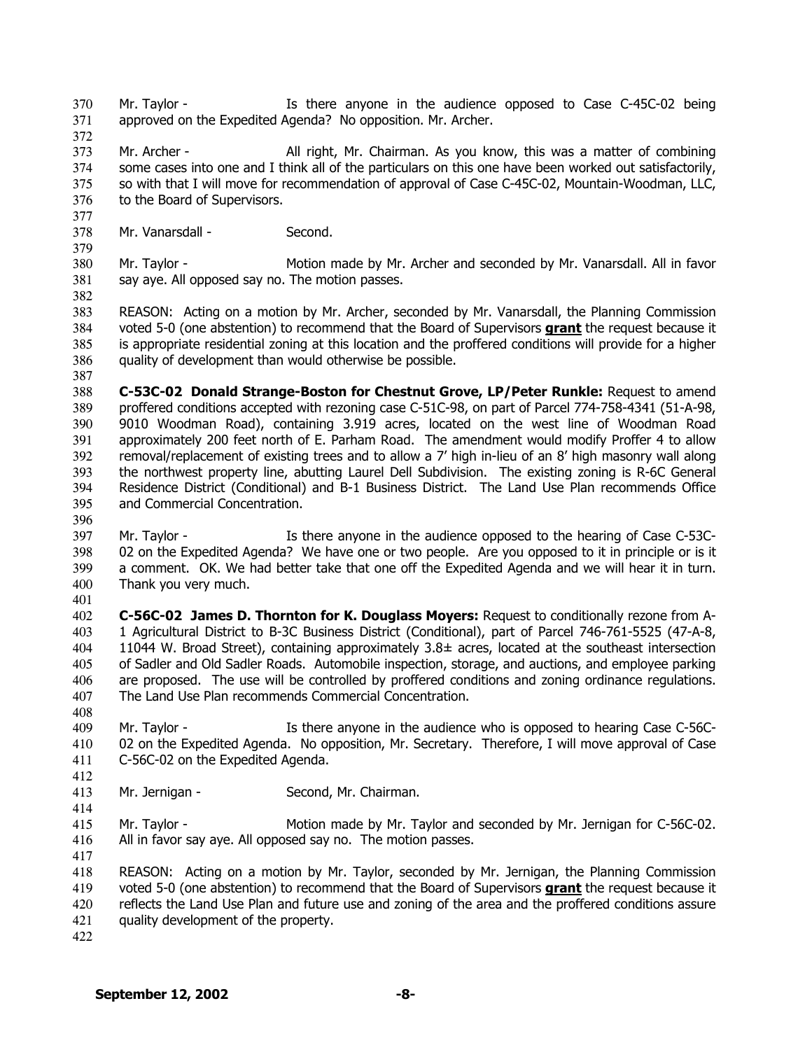Mr. Taylor - Is there anyone in the audience opposed to Case C-45C-02 being approved on the Expedited Agenda? No opposition. Mr. Archer.

Mr. Archer - All right, Mr. Chairman. As you know, this was a matter of combining some cases into one and I think all of the particulars on this one have been worked out satisfactorily, so with that I will move for recommendation of approval of Case C-45C-02, Mountain-Woodman, LLC, to the Board of Supervisors.

Mr. Vanarsdall - Second.

Mr. Taylor - Motion made by Mr. Archer and seconded by Mr. Vanarsdall. All in favor say aye. All opposed say no. The motion passes.

REASON: Acting on a motion by Mr. Archer, seconded by Mr. Vanarsdall, the Planning Commission voted 5-0 (one abstention) to recommend that the Board of Supervisors **grant** the request because it is appropriate residential zoning at this location and the proffered conditions will provide for a higher quality of development than would otherwise be possible.

**C-53C-02 Donald Strange-Boston for Chestnut Grove, LP/Peter Runkle:** Request to amend proffered conditions accepted with rezoning case C-51C-98, on part of Parcel 774-758-4341 (51-A-98, 9010 Woodman Road), containing 3.919 acres, located on the west line of Woodman Road approximately 200 feet north of E. Parham Road. The amendment would modify Proffer 4 to allow removal/replacement of existing trees and to allow a 7' high in-lieu of an 8' high masonry wall along the northwest property line, abutting Laurel Dell Subdivision. The existing zoning is R-6C General Residence District (Conditional) and B-1 Business District. The Land Use Plan recommends Office and Commercial Concentration.

Mr. Taylor - Is there anyone in the audience opposed to the hearing of Case C-53C-02 on the Expedited Agenda? We have one or two people. Are you opposed to it in principle or is it a comment. OK. We had better take that one off the Expedited Agenda and we will hear it in turn. Thank you very much.

**C-56C-02 James D. Thornton for K. Douglass Moyers:** Request to conditionally rezone from A-1 Agricultural District to B-3C Business District (Conditional), part of Parcel 746-761-5525 (47-A-8, 11044 W. Broad Street), containing approximately 3.8± acres, located at the southeast intersection of Sadler and Old Sadler Roads. Automobile inspection, storage, and auctions, and employee parking are proposed. The use will be controlled by proffered conditions and zoning ordinance regulations. The Land Use Plan recommends Commercial Concentration.

Mr. Taylor - Is there anyone in the audience who is opposed to hearing Case C-56C-02 on the Expedited Agenda. No opposition, Mr. Secretary. Therefore, I will move approval of Case C-56C-02 on the Expedited Agenda.

Mr. Jernigan - Second, Mr. Chairman.

Mr. Taylor - Motion made by Mr. Taylor and seconded by Mr. Jernigan for C-56C-02. All in favor say aye. All opposed say no. The motion passes.

REASON: Acting on a motion by Mr. Taylor, seconded by Mr. Jernigan, the Planning Commission voted 5-0 (one abstention) to recommend that the Board of Supervisors **grant** the request because it reflects the Land Use Plan and future use and zoning of the area and the proffered conditions assure quality development of the property.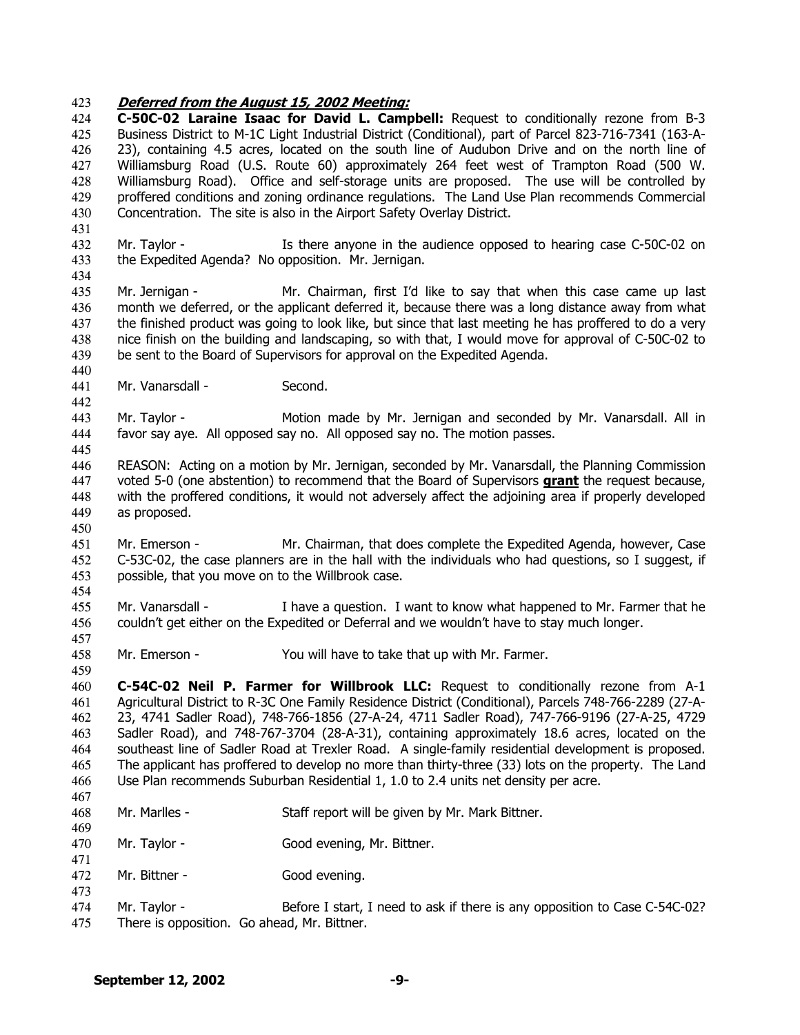***Deferred from the August 15, 2002 Meeting:***

**C-50C-02 Laraine Isaac for David L. Campbell:** Request to conditionally rezone from B-3 Business District to M-1C Light Industrial District (Conditional), part of Parcel 823-716-7341 (163-A-23), containing 4.5 acres, located on the south line of Audubon Drive and on the north line of Williamsburg Road (U.S. Route 60) approximately 264 feet west of Trampton Road (500 W. Williamsburg Road). Office and self-storage units are proposed. The use will be controlled by proffered conditions and zoning ordinance regulations. The Land Use Plan recommends Commercial Concentration. The site is also in the Airport Safety Overlay District.

Mr. Taylor - Is there anyone in the audience opposed to hearing case C-50C-02 on the Expedited Agenda? No opposition. Mr. Jernigan.

Mr. Jernigan - Mr. Chairman, first I'd like to say that when this case came up last month we deferred, or the applicant deferred it, because there was a long distance away from what the finished product was going to look like, but since that last meeting he has proffered to do a very nice finish on the building and landscaping, so with that, I would move for approval of C-50C-02 to be sent to the Board of Supervisors for approval on the Expedited Agenda.

Mr. Vanarsdall - Second.

Mr. Taylor - Motion made by Mr. Jernigan and seconded by Mr. Vanarsdall. All in favor say aye. All opposed say no. All opposed say no. The motion passes.

REASON: Acting on a motion by Mr. Jernigan, seconded by Mr. Vanarsdall, the Planning Commission voted 5-0 (one abstention) to recommend that the Board of Supervisors **grant** the request because, with the proffered conditions, it would not adversely affect the adjoining area if properly developed as proposed.

Mr. Emerson - Mr. Chairman, that does complete the Expedited Agenda, however, Case C-53C-02, the case planners are in the hall with the individuals who had questions, so I suggest, if possible, that you move on to the Willbrook case.

Mr. Vanarsdall - I have a question. I want to know what happened to Mr. Farmer that he couldn't get either on the Expedited or Deferral and we wouldn't have to stay much longer.

Mr. Emerson - You will have to take that up with Mr. Farmer.

**C-54C-02 Neil P. Farmer for Willbrook LLC:** Request to conditionally rezone from A-1 Agricultural District to R-3C One Family Residence District (Conditional), Parcels 748-766-2289 (27-A-23, 4741 Sadler Road), 748-766-1856 (27-A-24, 4711 Sadler Road), 747-766-9196 (27-A-25, 4729 Sadler Road), and 748-767-3704 (28-A-31), containing approximately 18.6 acres, located on the southeast line of Sadler Road at Trexler Road. A single-family residential development is proposed. The applicant has proffered to develop no more than thirty-three (33) lots on the property. The Land Use Plan recommends Suburban Residential 1, 1.0 to 2.4 units net density per acre.

Mr. Marlles - Staff report will be given by Mr. Mark Bittner.

Mr. Taylor - Good evening, Mr. Bittner.

Mr. Bittner - Good evening.

Mr. Taylor - Before I start, I need to ask if there is any opposition to Case C-54C-02? There is opposition. Go ahead, Mr. Bittner.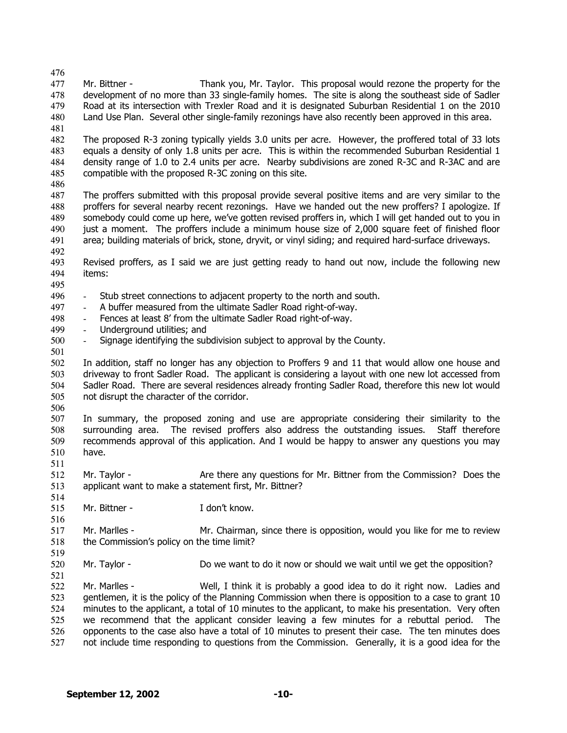Mr. Bittner - Thank you, Mr. Taylor. This proposal would rezone the property for the development of no more than 33 single-family homes. The site is along the southeast side of Sadler Road at its intersection with Trexler Road and it is designated Suburban Residential 1 on the 2010 Land Use Plan. Several other single-family rezonings have also recently been approved in this area.

The proposed R-3 zoning typically yields 3.0 units per acre. However, the proffered total of 33 lots equals a density of only 1.8 units per acre. This is within the recommended Suburban Residential 1 density range of 1.0 to 2.4 units per acre. Nearby subdivisions are zoned R-3C and R-3AC and are compatible with the proposed R-3C zoning on this site.

The proffers submitted with this proposal provide several positive items and are very similar to the proffers for several nearby recent rezonings. Have we handed out the new proffers? I apologize. If somebody could come up here, we've gotten revised proffers in, which I will get handed out to you in just a moment. The proffers include a minimum house size of 2,000 square feet of finished floor area; building materials of brick, stone, dryvit, or vinyl siding; and required hard-surface driveways.

Revised proffers, as I said we are just getting ready to hand out now, include the following new items:

- Stub street connections to adjacent property to the north and south.
- A buffer measured from the ultimate Sadler Road right-of-way.
- Fences at least 8' from the ultimate Sadler Road right-of-way.
- Underground utilities; and
- Signage identifying the subdivision subject to approval by the County.

In addition, staff no longer has any objection to Proffers 9 and 11 that would allow one house and driveway to front Sadler Road. The applicant is considering a layout with one new lot accessed from Sadler Road. There are several residences already fronting Sadler Road, therefore this new lot would not disrupt the character of the corridor.

In summary, the proposed zoning and use are appropriate considering their similarity to the surrounding area. The revised proffers also address the outstanding issues. Staff therefore recommends approval of this application. And I would be happy to answer any questions you may have.

Mr. Taylor - Are there any questions for Mr. Bittner from the Commission? Does the applicant want to make a statement first, Mr. Bittner?

Mr. Bittner - I don't know.

Mr. Marlles - Mr. Chairman, since there is opposition, would you like for me to review the Commission's policy on the time limit?

Mr. Taylor - Do we want to do it now or should we wait until we get the opposition?

Mr. Marlles - Well, I think it is probably a good idea to do it right now. Ladies and gentlemen, it is the policy of the Planning Commission when there is opposition to a case to grant 10 minutes to the applicant, a total of 10 minutes to the applicant, to make his presentation. Very often we recommend that the applicant consider leaving a few minutes for a rebuttal period. The opponents to the case also have a total of 10 minutes to present their case. The ten minutes does not include time responding to questions from the Commission. Generally, it is a good idea for the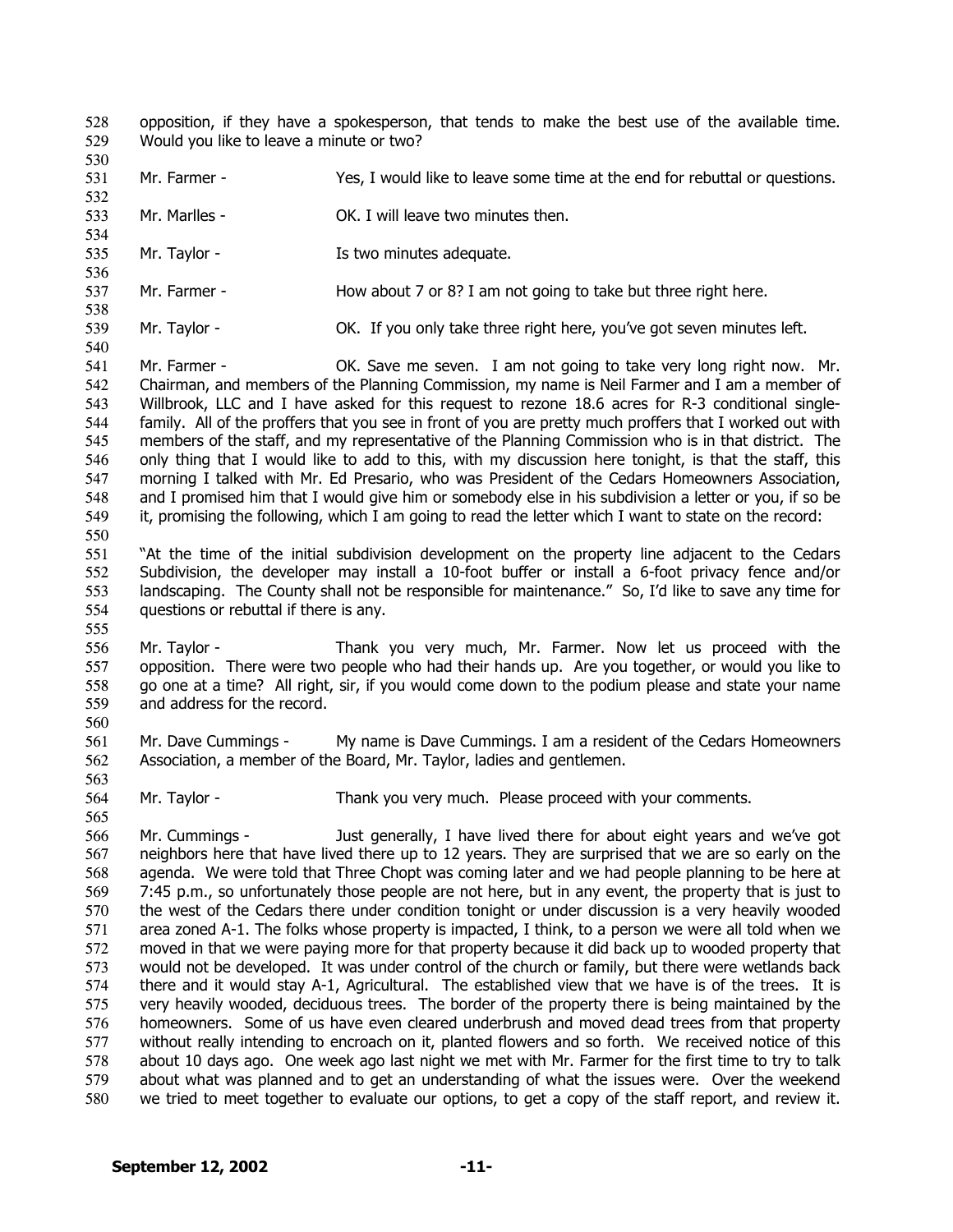opposition, if they have a spokesperson, that tends to make the best use of the available time. Would you like to leave a minute or two?

Mr. Farmer - Yes, I would like to leave some time at the end for rebuttal or questions.

Mr. Marlles - OK. I will leave two minutes then.

Mr. Taylor - Is two minutes adequate.

Mr. Farmer - How about 7 or 8? I am not going to take but three right here.

Mr. Taylor - OK. If you only take three right here, you've got seven minutes left.

Mr. Farmer - OK. Save me seven. I am not going to take very long right now. Mr. Chairman, and members of the Planning Commission, my name is Neil Farmer and I am a member of Willbrook, LLC and I have asked for this request to rezone 18.6 acres for R-3 conditional single-family. All of the proffers that you see in front of you are pretty much proffers that I worked out with members of the staff, and my representative of the Planning Commission who is in that district. The only thing that I would like to add to this, with my discussion here tonight, is that the staff, this morning I talked with Mr. Ed Presario, who was President of the Cedars Homeowners Association, and I promised him that I would give him or somebody else in his subdivision a letter or you, if so be it, promising the following, which I am going to read the letter which I want to state on the record:

"At the time of the initial subdivision development on the property line adjacent to the Cedars Subdivision, the developer may install a 10-foot buffer or install a 6-foot privacy fence and/or landscaping. The County shall not be responsible for maintenance." So, I'd like to save any time for questions or rebuttal if there is any.

Mr. Taylor - Thank you very much, Mr. Farmer. Now let us proceed with the opposition. There were two people who had their hands up. Are you together, or would you like to go one at a time? All right, sir, if you would come down to the podium please and state your name and address for the record.

Mr. Dave Cummings - My name is Dave Cummings. I am a resident of the Cedars Homeowners Association, a member of the Board, Mr. Taylor, ladies and gentlemen.

Mr. Taylor - Thank you very much. Please proceed with your comments.

Mr. Cummings - Just generally, I have lived there for about eight years and we've got neighbors here that have lived there up to 12 years. They are surprised that we are so early on the agenda. We were told that Three Chopt was coming later and we had people planning to be here at 7:45 p.m., so unfortunately those people are not here, but in any event, the property that is just to the west of the Cedars there under condition tonight or under discussion is a very heavily wooded area zoned A-1. The folks whose property is impacted, I think, to a person we were all told when we moved in that we were paying more for that property because it did back up to wooded property that would not be developed. It was under control of the church or family, but there were wetlands back there and it would stay A-1, Agricultural. The established view that we have is of the trees. It is very heavily wooded, deciduous trees. The border of the property there is being maintained by the homeowners. Some of us have even cleared underbrush and moved dead trees from that property without really intending to encroach on it, planted flowers and so forth. We received notice of this about 10 days ago. One week ago last night we met with Mr. Farmer for the first time to try to talk about what was planned and to get an understanding of what the issues were. Over the weekend we tried to meet together to evaluate our options, to get a copy of the staff report, and review it.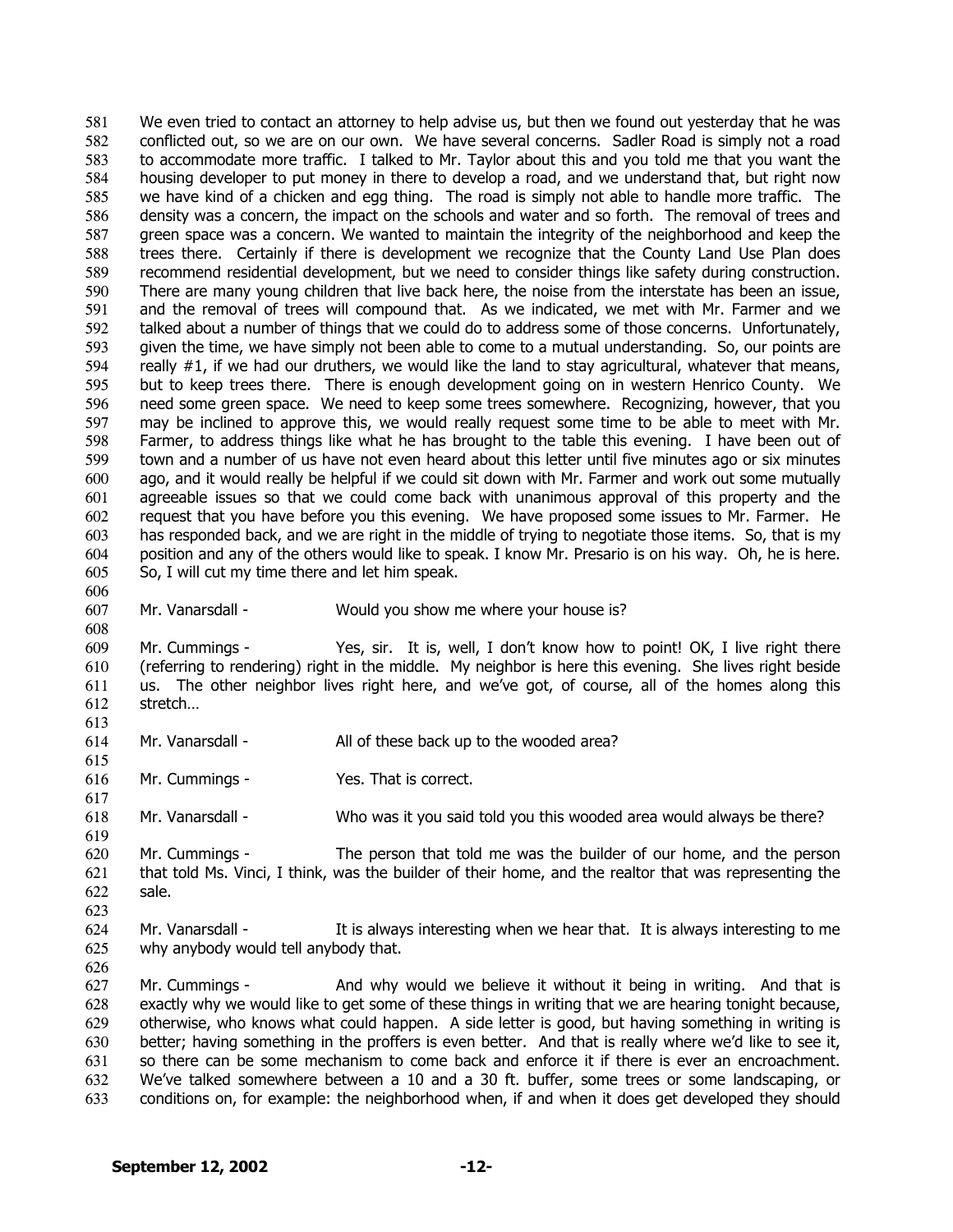We even tried to contact an attorney to help advise us, but then we found out yesterday that he was conflicted out, so we are on our own. We have several concerns. Sadler Road is simply not a road to accommodate more traffic. I talked to Mr. Taylor about this and you told me that you want the housing developer to put money in there to develop a road, and we understand that, but right now we have kind of a chicken and egg thing. The road is simply not able to handle more traffic. The density was a concern, the impact on the schools and water and so forth. The removal of trees and green space was a concern. We wanted to maintain the integrity of the neighborhood and keep the trees there. Certainly if there is development we recognize that the County Land Use Plan does recommend residential development, but we need to consider things like safety during construction. There are many young children that live back here, the noise from the interstate has been an issue, and the removal of trees will compound that. As we indicated, we met with Mr. Farmer and we talked about a number of things that we could do to address some of those concerns. Unfortunately, given the time, we have simply not been able to come to a mutual understanding. So, our points are really #1, if we had our druthers, we would like the land to stay agricultural, whatever that means, but to keep trees there. There is enough development going on in western Henrico County. We need some green space. We need to keep some trees somewhere. Recognizing, however, that you may be inclined to approve this, we would really request some time to be able to meet with Mr. Farmer, to address things like what he has brought to the table this evening. I have been out of town and a number of us have not even heard about this letter until five minutes ago or six minutes ago, and it would really be helpful if we could sit down with Mr. Farmer and work out some mutually agreeable issues so that we could come back with unanimous approval of this property and the request that you have before you this evening. We have proposed some issues to Mr. Farmer. He has responded back, and we are right in the middle of trying to negotiate those items. So, that is my position and any of the others would like to speak. I know Mr. Presario is on his way. Oh, he is here. So, I will cut my time there and let him speak.

Mr. Vanarsdall - Would you show me where your house is?

Mr. Cummings - Yes, sir. It is, well, I don't know how to point! OK, I live right there (referring to rendering) right in the middle. My neighbor is here this evening. She lives right beside us. The other neighbor lives right here, and we've got, of course, all of the homes along this stretch…

Mr. Vanarsdall - All of these back up to the wooded area?

Mr. Cummings - Yes. That is correct.

Mr. Vanarsdall - Who was it you said told you this wooded area would always be there?

Mr. Cummings - The person that told me was the builder of our home, and the person that told Ms. Vinci, I think, was the builder of their home, and the realtor that was representing the sale.

Mr. Vanarsdall - It is always interesting when we hear that. It is always interesting to me why anybody would tell anybody that.

Mr. Cummings - And why would we believe it without it being in writing. And that is exactly why we would like to get some of these things in writing that we are hearing tonight because, otherwise, who knows what could happen. A side letter is good, but having something in writing is better; having something in the proffers is even better. And that is really where we'd like to see it, so there can be some mechanism to come back and enforce it if there is ever an encroachment. We've talked somewhere between a 10 and a 30 ft. buffer, some trees or some landscaping, or conditions on, for example: the neighborhood when, if and when it does get developed they should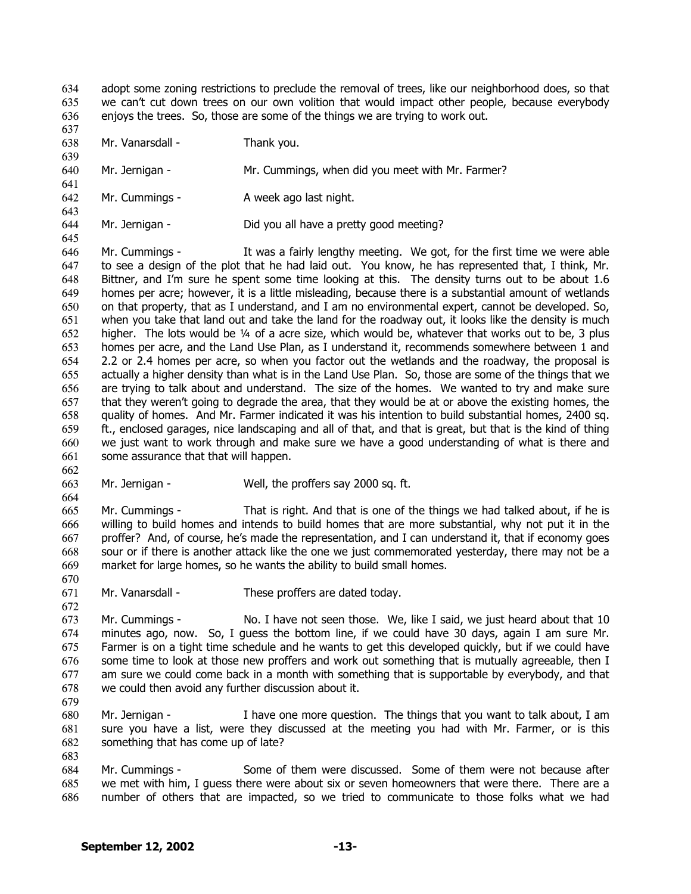adopt some zoning restrictions to preclude the removal of trees, like our neighborhood does, so that we can't cut down trees on our own volition that would impact other people, because everybody enjoys the trees. So, those are some of the things we are trying to work out.

Mr. Vanarsdall - Thank you.

Mr. Jernigan - Mr. Cummings, when did you meet with Mr. Farmer?

Mr. Cummings - A week ago last night.

Mr. Jernigan - Did you all have a pretty good meeting?

Mr. Cummings - It was a fairly lengthy meeting. We got, for the first time we were able to see a design of the plot that he had laid out. You know, he has represented that, I think, Mr. Bittner, and I'm sure he spent some time looking at this. The density turns out to be about 1.6 homes per acre; however, it is a little misleading, because there is a substantial amount of wetlands on that property, that as I understand, and I am no environmental expert, cannot be developed. So, when you take that land out and take the land for the roadway out, it looks like the density is much higher. The lots would be ¼ of a acre size, which would be, whatever that works out to be, 3 plus homes per acre, and the Land Use Plan, as I understand it, recommends somewhere between 1 and 2.2 or 2.4 homes per acre, so when you factor out the wetlands and the roadway, the proposal is actually a higher density than what is in the Land Use Plan. So, those are some of the things that we are trying to talk about and understand. The size of the homes. We wanted to try and make sure that they weren't going to degrade the area, that they would be at or above the existing homes, the quality of homes. And Mr. Farmer indicated it was his intention to build substantial homes, 2400 sq. ft., enclosed garages, nice landscaping and all of that, and that is great, but that is the kind of thing we just want to work through and make sure we have a good understanding of what is there and some assurance that that will happen.

Mr. Jernigan - Well, the proffers say 2000 sq. ft.

Mr. Cummings - That is right. And that is one of the things we had talked about, if he is willing to build homes and intends to build homes that are more substantial, why not put it in the proffer? And, of course, he's made the representation, and I can understand it, that if economy goes sour or if there is another attack like the one we just commemorated yesterday, there may not be a market for large homes, so he wants the ability to build small homes.

Mr. Vanarsdall - These proffers are dated today.

Mr. Cummings - No. I have not seen those. We, like I said, we just heard about that 10 minutes ago, now. So, I guess the bottom line, if we could have 30 days, again I am sure Mr. Farmer is on a tight time schedule and he wants to get this developed quickly, but if we could have some time to look at those new proffers and work out something that is mutually agreeable, then I am sure we could come back in a month with something that is supportable by everybody, and that we could then avoid any further discussion about it.

Mr. Jernigan - I have one more question. The things that you want to talk about, I am sure you have a list, were they discussed at the meeting you had with Mr. Farmer, or is this something that has come up of late?

Mr. Cummings - Some of them were discussed. Some of them were not because after we met with him, I guess there were about six or seven homeowners that were there. There are a number of others that are impacted, so we tried to communicate to those folks what we had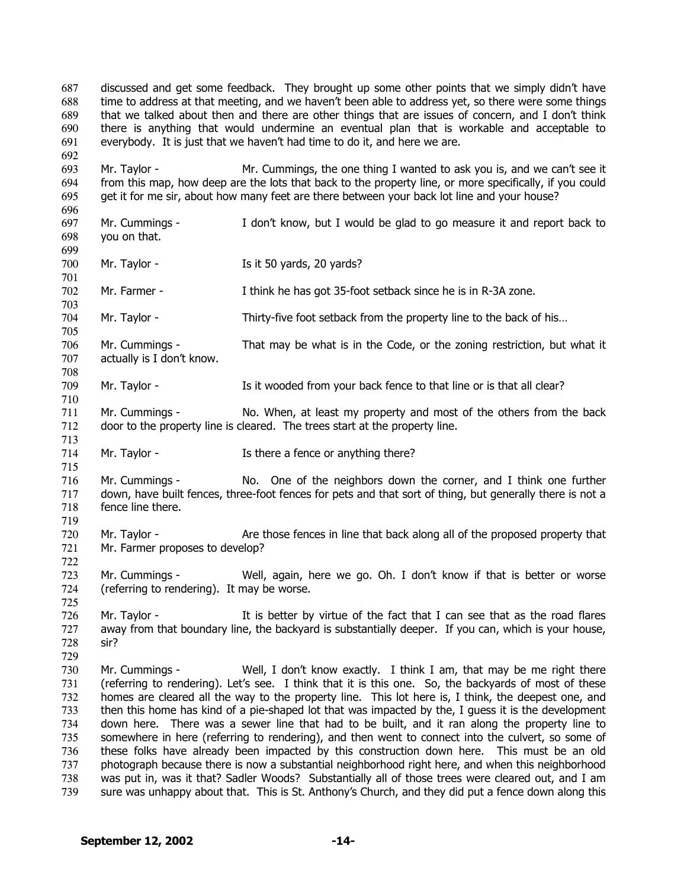discussed and get some feedback. They brought up some other points that we simply didn't have time to address at that meeting, and we haven't been able to address yet, so there were some things that we talked about then and there are other things that are issues of concern, and I don't think there is anything that would undermine an eventual plan that is workable and acceptable to everybody. It is just that we haven't had time to do it, and here we are.

Mr. Taylor - Mr. Cummings, the one thing I wanted to ask you is, and we can't see it from this map, how deep are the lots that back to the property line, or more specifically, if you could get it for me sir, about how many feet are there between your back lot line and your house?

Mr. Cummings - I don't know, but I would be glad to go measure it and report back to you on that.

Mr. Taylor - Is it 50 yards, 20 yards?

Mr. Farmer - I think he has got 35-foot setback since he is in R-3A zone.

Mr. Taylor - Thirty-five foot setback from the property line to the back of his…

Mr. Cummings - That may be what is in the Code, or the zoning restriction, but what it actually is I don't know.

Mr. Taylor - Is it wooded from your back fence to that line or is that all clear?

Mr. Cummings - No. When, at least my property and most of the others from the back door to the property line is cleared. The trees start at the property line.

Mr. Taylor - Is there a fence or anything there?

Mr. Cummings - No. One of the neighbors down the corner, and I think one further down, have built fences, three-foot fences for pets and that sort of thing, but generally there is not a fence line there.

Mr. Taylor - Are those fences in line that back along all of the proposed property that Mr. Farmer proposes to develop?

Mr. Cummings - Well, again, here we go. Oh. I don't know if that is better or worse (referring to rendering). It may be worse.

Mr. Taylor - It is better by virtue of the fact that I can see that as the road flares away from that boundary line, the backyard is substantially deeper. If you can, which is your house, sir?

Mr. Cummings - Well, I don't know exactly. I think I am, that may be me right there (referring to rendering). Let's see. I think that it is this one. So, the backyards of most of these homes are cleared all the way to the property line. This lot here is, I think, the deepest one, and then this home has kind of a pie-shaped lot that was impacted by the, I guess it is the development down here. There was a sewer line that had to be built, and it ran along the property line to somewhere in here (referring to rendering), and then went to connect into the culvert, so some of these folks have already been impacted by this construction down here. This must be an old photograph because there is now a substantial neighborhood right here, and when this neighborhood was put in, was it that? Sadler Woods? Substantially all of those trees were cleared out, and I am sure was unhappy about that. This is St. Anthony's Church, and they did put a fence down along this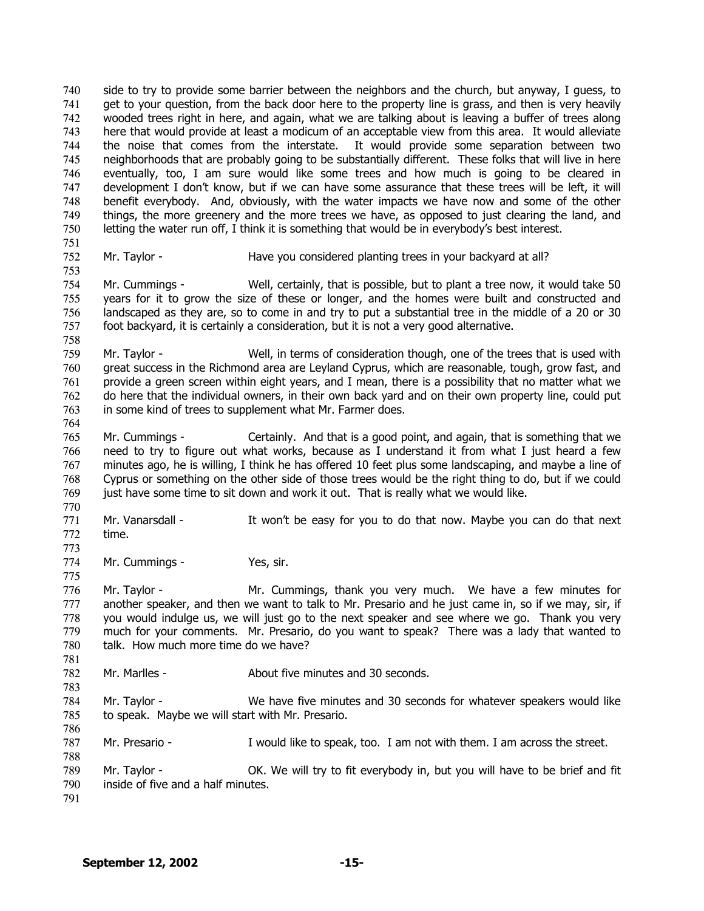side to try to provide some barrier between the neighbors and the church, but anyway, I guess, to get to your question, from the back door here to the property line is grass, and then is very heavily wooded trees right in here, and again, what we are talking about is leaving a buffer of trees along here that would provide at least a modicum of an acceptable view from this area. It would alleviate the noise that comes from the interstate. It would provide some separation between two neighborhoods that are probably going to be substantially different. These folks that will live in here eventually, too, I am sure would like some trees and how much is going to be cleared in development I don't know, but if we can have some assurance that these trees will be left, it will benefit everybody. And, obviously, with the water impacts we have now and some of the other things, the more greenery and the more trees we have, as opposed to just clearing the land, and letting the water run off, I think it is something that would be in everybody's best interest.

Mr. Taylor - Have you considered planting trees in your backyard at all?

Mr. Cummings - Well, certainly, that is possible, but to plant a tree now, it would take 50 years for it to grow the size of these or longer, and the homes were built and constructed and landscaped as they are, so to come in and try to put a substantial tree in the middle of a 20 or 30 foot backyard, it is certainly a consideration, but it is not a very good alternative.

Mr. Taylor - Well, in terms of consideration though, one of the trees that is used with great success in the Richmond area are Leyland Cyprus, which are reasonable, tough, grow fast, and provide a green screen within eight years, and I mean, there is a possibility that no matter what we do here that the individual owners, in their own back yard and on their own property line, could put in some kind of trees to supplement what Mr. Farmer does.

Mr. Cummings - Certainly. And that is a good point, and again, that is something that we need to try to figure out what works, because as I understand it from what I just heard a few minutes ago, he is willing, I think he has offered 10 feet plus some landscaping, and maybe a line of Cyprus or something on the other side of those trees would be the right thing to do, but if we could just have some time to sit down and work it out. That is really what we would like.

Mr. Vanarsdall - It won't be easy for you to do that now. Maybe you can do that next time.

Mr. Cummings - Yes, sir.

Mr. Taylor - Mr. Cummings, thank you very much. We have a few minutes for another speaker, and then we want to talk to Mr. Presario and he just came in, so if we may, sir, if you would indulge us, we will just go to the next speaker and see where we go. Thank you very much for your comments. Mr. Presario, do you want to speak? There was a lady that wanted to talk. How much more time do we have?

Mr. Marlles - About five minutes and 30 seconds.

Mr. Taylor - We have five minutes and 30 seconds for whatever speakers would like to speak. Maybe we will start with Mr. Presario.

Mr. Presario - I would like to speak, too. I am not with them. I am across the street.

Mr. Taylor - OK. We will try to fit everybody in, but you will have to be brief and fit inside of five and a half minutes.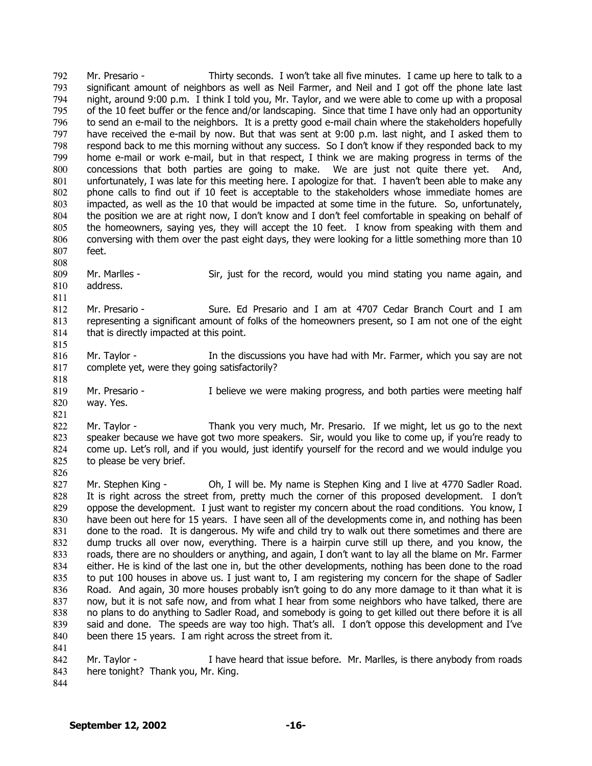Mr. Presario - Thirty seconds. I won't take all five minutes. I came up here to talk to a significant amount of neighbors as well as Neil Farmer, and Neil and I got off the phone late last night, around 9:00 p.m. I think I told you, Mr. Taylor, and we were able to come up with a proposal of the 10 feet buffer or the fence and/or landscaping. Since that time I have only had an opportunity to send an e-mail to the neighbors. It is a pretty good e-mail chain where the stakeholders hopefully have received the e-mail by now. But that was sent at 9:00 p.m. last night, and I asked them to respond back to me this morning without any success. So I don't know if they responded back to my home e-mail or work e-mail, but in that respect, I think we are making progress in terms of the concessions that both parties are going to make. We are just not quite there yet. And, unfortunately, I was late for this meeting here. I apologize for that. I haven't been able to make any phone calls to find out if 10 feet is acceptable to the stakeholders whose immediate homes are impacted, as well as the 10 that would be impacted at some time in the future. So, unfortunately, the position we are at right now, I don't know and I don't feel comfortable in speaking on behalf of the homeowners, saying yes, they will accept the 10 feet. I know from speaking with them and conversing with them over the past eight days, they were looking for a little something more than 10 feet.

Mr. Marlles - Sir, just for the record, would you mind stating you name again, and address.

Mr. Presario - Sure. Ed Presario and I am at 4707 Cedar Branch Court and I am representing a significant amount of folks of the homeowners present, so I am not one of the eight that is directly impacted at this point.

Mr. Taylor - In the discussions you have had with Mr. Farmer, which you say are not complete yet, were they going satisfactorily?

Mr. Presario - I believe we were making progress, and both parties were meeting half way. Yes.

Mr. Taylor - Thank you very much, Mr. Presario. If we might, let us go to the next speaker because we have got two more speakers. Sir, would you like to come up, if you're ready to come up. Let's roll, and if you would, just identify yourself for the record and we would indulge you to please be very brief.

Mr. Stephen King - Oh, I will be. My name is Stephen King and I live at 4770 Sadler Road. It is right across the street from, pretty much the corner of this proposed development. I don't oppose the development. I just want to register my concern about the road conditions. You know, I have been out here for 15 years. I have seen all of the developments come in, and nothing has been done to the road. It is dangerous. My wife and child try to walk out there sometimes and there are dump trucks all over now, everything. There is a hairpin curve still up there, and you know, the roads, there are no shoulders or anything, and again, I don't want to lay all the blame on Mr. Farmer either. He is kind of the last one in, but the other developments, nothing has been done to the road to put 100 houses in above us. I just want to, I am registering my concern for the shape of Sadler Road. And again, 30 more houses probably isn't going to do any more damage to it than what it is now, but it is not safe now, and from what I hear from some neighbors who have talked, there are no plans to do anything to Sadler Road, and somebody is going to get killed out there before it is all said and done. The speeds are way too high. That's all. I don't oppose this development and I've been there 15 years. I am right across the street from it.

Mr. Taylor - I have heard that issue before. Mr. Marlles, is there anybody from roads here tonight? Thank you, Mr. King.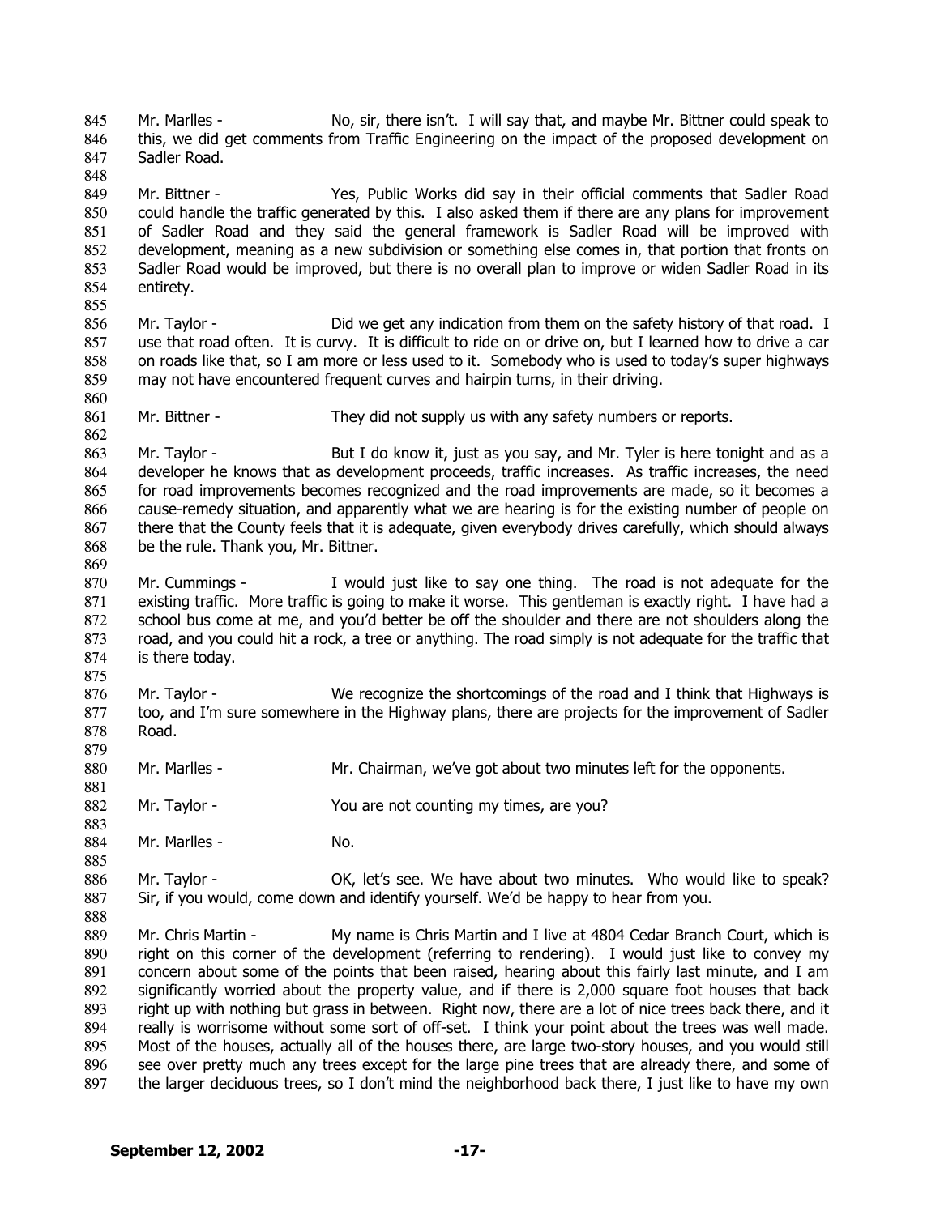Mr. Marlles - No, sir, there isn't. I will say that, and maybe Mr. Bittner could speak to this, we did get comments from Traffic Engineering on the impact of the proposed development on Sadler Road.

Mr. Bittner - Yes, Public Works did say in their official comments that Sadler Road could handle the traffic generated by this. I also asked them if there are any plans for improvement of Sadler Road and they said the general framework is Sadler Road will be improved with development, meaning as a new subdivision or something else comes in, that portion that fronts on Sadler Road would be improved, but there is no overall plan to improve or widen Sadler Road in its entirety.

Mr. Taylor - Did we get any indication from them on the safety history of that road. I use that road often. It is curvy. It is difficult to ride on or drive on, but I learned how to drive a car on roads like that, so I am more or less used to it. Somebody who is used to today's super highways may not have encountered frequent curves and hairpin turns, in their driving.

Mr. Bittner - They did not supply us with any safety numbers or reports.

Mr. Taylor - But I do know it, just as you say, and Mr. Tyler is here tonight and as a developer he knows that as development proceeds, traffic increases. As traffic increases, the need for road improvements becomes recognized and the road improvements are made, so it becomes a cause-remedy situation, and apparently what we are hearing is for the existing number of people on there that the County feels that it is adequate, given everybody drives carefully, which should always be the rule. Thank you, Mr. Bittner.

Mr. Cummings - I would just like to say one thing. The road is not adequate for the existing traffic. More traffic is going to make it worse. This gentleman is exactly right. I have had a school bus come at me, and you'd better be off the shoulder and there are not shoulders along the road, and you could hit a rock, a tree or anything. The road simply is not adequate for the traffic that is there today.

Mr. Taylor - We recognize the shortcomings of the road and I think that Highways is too, and I'm sure somewhere in the Highway plans, there are projects for the improvement of Sadler Road.

Mr. Marlles - Mr. Chairman, we've got about two minutes left for the opponents.

Mr. Taylor - You are not counting my times, are you?

Mr. Marlles - No.

Mr. Taylor - OK, let's see. We have about two minutes. Who would like to speak? Sir, if you would, come down and identify yourself. We'd be happy to hear from you.

Mr. Chris Martin - My name is Chris Martin and I live at 4804 Cedar Branch Court, which is right on this corner of the development (referring to rendering). I would just like to convey my concern about some of the points that been raised, hearing about this fairly last minute, and I am significantly worried about the property value, and if there is 2,000 square foot houses that back right up with nothing but grass in between. Right now, there are a lot of nice trees back there, and it really is worrisome without some sort of off-set. I think your point about the trees was well made. Most of the houses, actually all of the houses there, are large two-story houses, and you would still see over pretty much any trees except for the large pine trees that are already there, and some of the larger deciduous trees, so I don't mind the neighborhood back there, I just like to have my own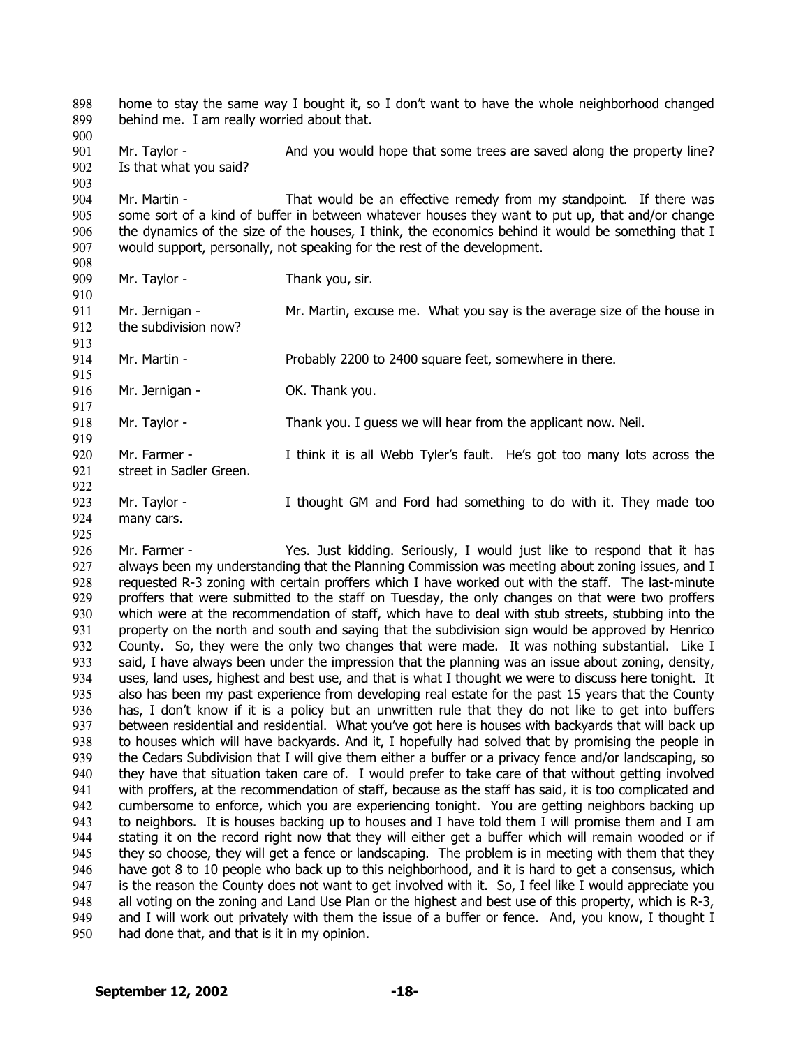home to stay the same way I bought it, so I don't want to have the whole neighborhood changed behind me. I am really worried about that.

Mr. Taylor - And you would hope that some trees are saved along the property line? Is that what you said?

Mr. Martin - That would be an effective remedy from my standpoint. If there was some sort of a kind of buffer in between whatever houses they want to put up, that and/or change the dynamics of the size of the houses, I think, the economics behind it would be something that I would support, personally, not speaking for the rest of the development.

Mr. Taylor - Thank you, sir.

Mr. Jernigan - Mr. Martin, excuse me. What you say is the average size of the house in the subdivision now?

Mr. Martin - Probably 2200 to 2400 square feet, somewhere in there.

Mr. Jernigan - OK. Thank you.

Mr. Taylor - Thank you. I guess we will hear from the applicant now. Neil.

Mr. Farmer - I think it is all Webb Tyler's fault. He's got too many lots across the street in Sadler Green.

Mr. Taylor - I thought GM and Ford had something to do with it. They made too many cars.

Mr. Farmer - Yes. Just kidding. Seriously, I would just like to respond that it has always been my understanding that the Planning Commission was meeting about zoning issues, and I requested R-3 zoning with certain proffers which I have worked out with the staff. The last-minute proffers that were submitted to the staff on Tuesday, the only changes on that were two proffers which were at the recommendation of staff, which have to deal with stub streets, stubbing into the property on the north and south and saying that the subdivision sign would be approved by Henrico County. So, they were the only two changes that were made. It was nothing substantial. Like I said, I have always been under the impression that the planning was an issue about zoning, density, uses, land uses, highest and best use, and that is what I thought we were to discuss here tonight. It also has been my past experience from developing real estate for the past 15 years that the County has, I don't know if it is a policy but an unwritten rule that they do not like to get into buffers between residential and residential. What you've got here is houses with backyards that will back up to houses which will have backyards. And it, I hopefully had solved that by promising the people in the Cedars Subdivision that I will give them either a buffer or a privacy fence and/or landscaping, so they have that situation taken care of. I would prefer to take care of that without getting involved with proffers, at the recommendation of staff, because as the staff has said, it is too complicated and cumbersome to enforce, which you are experiencing tonight. You are getting neighbors backing up to neighbors. It is houses backing up to houses and I have told them I will promise them and I am stating it on the record right now that they will either get a buffer which will remain wooded or if they so choose, they will get a fence or landscaping. The problem is in meeting with them that they have got 8 to 10 people who back up to this neighborhood, and it is hard to get a consensus, which is the reason the County does not want to get involved with it. So, I feel like I would appreciate you all voting on the zoning and Land Use Plan or the highest and best use of this property, which is R-3, and I will work out privately with them the issue of a buffer or fence. And, you know, I thought I had done that, and that is it in my opinion.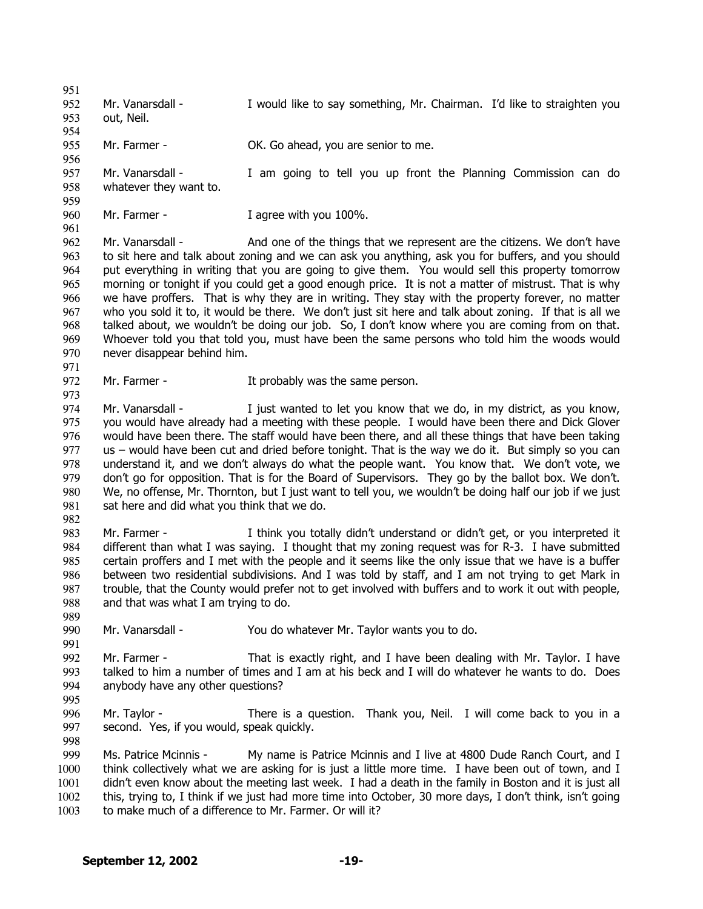Mr. Vanarsdall - I would like to say something, Mr. Chairman. I'd like to straighten you out, Neil.

Mr. Farmer - OK. Go ahead, you are senior to me.

Mr. Vanarsdall - I am going to tell you up front the Planning Commission can do whatever they want to.

Mr. Farmer - I agree with you 100%.

Mr. Vanarsdall - And one of the things that we represent are the citizens. We don't have to sit here and talk about zoning and we can ask you anything, ask you for buffers, and you should put everything in writing that you are going to give them. You would sell this property tomorrow morning or tonight if you could get a good enough price. It is not a matter of mistrust. That is why we have proffers. That is why they are in writing. They stay with the property forever, no matter who you sold it to, it would be there. We don't just sit here and talk about zoning. If that is all we talked about, we wouldn't be doing our job. So, I don't know where you are coming from on that. Whoever told you that told you, must have been the same persons who told him the woods would never disappear behind him.

Mr. Farmer - It probably was the same person.

Mr. Vanarsdall - I just wanted to let you know that we do, in my district, as you know, you would have already had a meeting with these people. I would have been there and Dick Glover would have been there. The staff would have been there, and all these things that have been taking us – would have been cut and dried before tonight. That is the way we do it. But simply so you can understand it, and we don't always do what the people want. You know that. We don't vote, we don't go for opposition. That is for the Board of Supervisors. They go by the ballot box. We don't. We, no offense, Mr. Thornton, but I just want to tell you, we wouldn't be doing half our job if we just sat here and did what you think that we do.

Mr. Farmer - I think you totally didn't understand or didn't get, or you interpreted it different than what I was saying. I thought that my zoning request was for R-3. I have submitted certain proffers and I met with the people and it seems like the only issue that we have is a buffer between two residential subdivisions. And I was told by staff, and I am not trying to get Mark in trouble, that the County would prefer not to get involved with buffers and to work it out with people, and that was what I am trying to do.

Mr. Vanarsdall - You do whatever Mr. Taylor wants you to do.

Mr. Farmer - That is exactly right, and I have been dealing with Mr. Taylor. I have talked to him a number of times and I am at his beck and I will do whatever he wants to do. Does anybody have any other questions?

Mr. Taylor - There is a question. Thank you, Neil. I will come back to you in a second. Yes, if you would, speak quickly.

Ms. Patrice Mcinnis - My name is Patrice Mcinnis and I live at 4800 Dude Ranch Court, and I think collectively what we are asking for is just a little more time. I have been out of town, and I didn't even know about the meeting last week. I had a death in the family in Boston and it is just all this, trying to, I think if we just had more time into October, 30 more days, I don't think, isn't going to make much of a difference to Mr. Farmer. Or will it?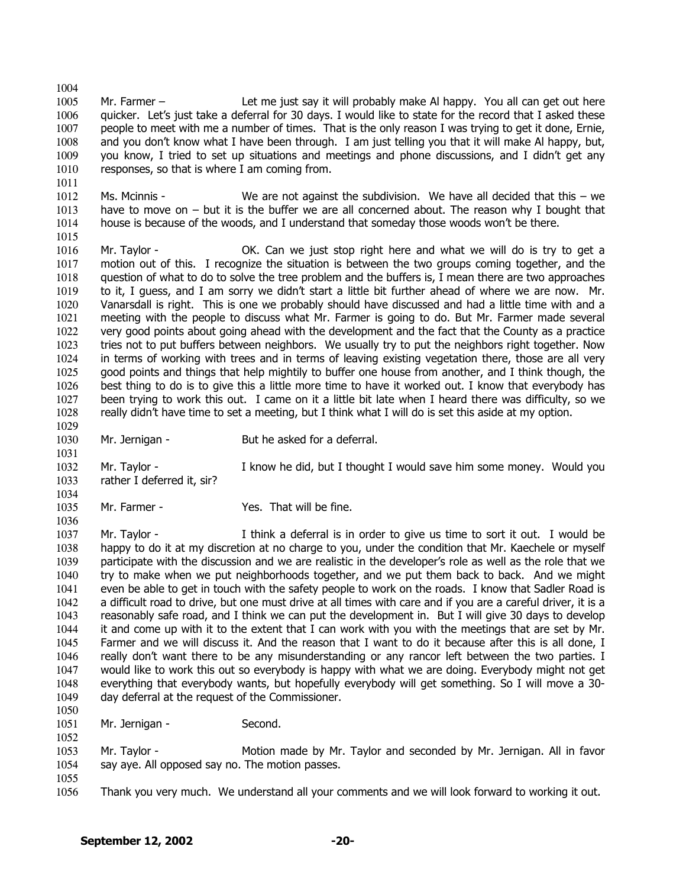Mr. Farmer – Let me just say it will probably make Al happy. You all can get out here quicker. Let's just take a deferral for 30 days. I would like to state for the record that I asked these people to meet with me a number of times. That is the only reason I was trying to get it done, Ernie, and you don't know what I have been through. I am just telling you that it will make Al happy, but, you know, I tried to set up situations and meetings and phone discussions, and I didn't get any responses, so that is where I am coming from.

Ms. Mcinnis - We are not against the subdivision. We have all decided that this – we have to move on – but it is the buffer we are all concerned about. The reason why I bought that house is because of the woods, and I understand that someday those woods won't be there.

Mr. Taylor - OK. Can we just stop right here and what we will do is try to get a motion out of this. I recognize the situation is between the two groups coming together, and the question of what to do to solve the tree problem and the buffers is, I mean there are two approaches to it, I guess, and I am sorry we didn't start a little bit further ahead of where we are now. Mr. Vanarsdall is right. This is one we probably should have discussed and had a little time with and a meeting with the people to discuss what Mr. Farmer is going to do. But Mr. Farmer made several very good points about going ahead with the development and the fact that the County as a practice tries not to put buffers between neighbors. We usually try to put the neighbors right together. Now in terms of working with trees and in terms of leaving existing vegetation there, those are all very good points and things that help mightily to buffer one house from another, and I think though, the best thing to do is to give this a little more time to have it worked out. I know that everybody has been trying to work this out. I came on it a little bit late when I heard there was difficulty, so we really didn't have time to set a meeting, but I think what I will do is set this aside at my option.

Mr. Jernigan - But he asked for a deferral.

Mr. Taylor - I know he did, but I thought I would save him some money. Would you rather I deferred it, sir?

Mr. Farmer - Yes. That will be fine.

Mr. Taylor - I think a deferral is in order to give us time to sort it out. I would be happy to do it at my discretion at no charge to you, under the condition that Mr. Kaechele or myself participate with the discussion and we are realistic in the developer's role as well as the role that we try to make when we put neighborhoods together, and we put them back to back. And we might even be able to get in touch with the safety people to work on the roads. I know that Sadler Road is a difficult road to drive, but one must drive at all times with care and if you are a careful driver, it is a reasonably safe road, and I think we can put the development in. But I will give 30 days to develop it and come up with it to the extent that I can work with you with the meetings that are set by Mr. Farmer and we will discuss it. And the reason that I want to do it because after this is all done, I really don't want there to be any misunderstanding or any rancor left between the two parties. I would like to work this out so everybody is happy with what we are doing. Everybody might not get everything that everybody wants, but hopefully everybody will get something. So I will move a 30-day deferral at the request of the Commissioner.

Mr. Jernigan - Second.

Mr. Taylor - Motion made by Mr. Taylor and seconded by Mr. Jernigan. All in favor say aye. All opposed say no. The motion passes.

Thank you very much. We understand all your comments and we will look forward to working it out.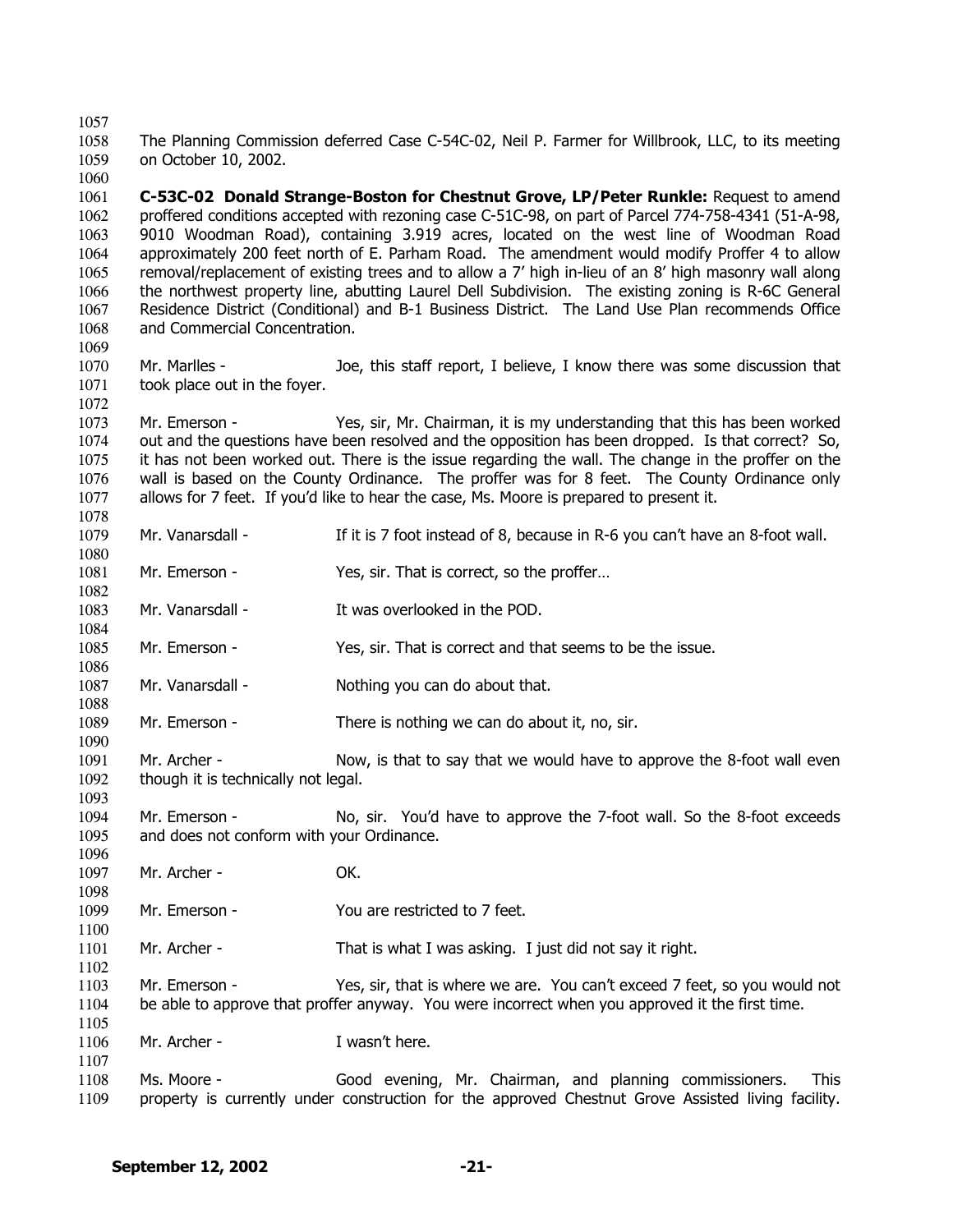The Planning Commission deferred Case C-54C-02, Neil P. Farmer for Willbrook, LLC, to its meeting on October 10, 2002.

**C-53C-02 Donald Strange-Boston for Chestnut Grove, LP/Peter Runkle:** Request to amend proffered conditions accepted with rezoning case C-51C-98, on part of Parcel 774-758-4341 (51-A-98, 9010 Woodman Road), containing 3.919 acres, located on the west line of Woodman Road approximately 200 feet north of E. Parham Road. The amendment would modify Proffer 4 to allow removal/replacement of existing trees and to allow a 7' high in-lieu of an 8' high masonry wall along the northwest property line, abutting Laurel Dell Subdivision. The existing zoning is R-6C General Residence District (Conditional) and B-1 Business District. The Land Use Plan recommends Office and Commercial Concentration.

Mr. Marlles - Joe, this staff report, I believe, I know there was some discussion that took place out in the foyer.

Mr. Emerson - Yes, sir, Mr. Chairman, it is my understanding that this has been worked out and the questions have been resolved and the opposition has been dropped. Is that correct? So, it has not been worked out. There is the issue regarding the wall. The change in the proffer on the wall is based on the County Ordinance. The proffer was for 8 feet. The County Ordinance only allows for 7 feet. If you'd like to hear the case, Ms. Moore is prepared to present it.

Mr. Vanarsdall - If it is 7 foot instead of 8, because in R-6 you can't have an 8-foot wall.

Mr. Emerson - Yes, sir. That is correct, so the proffer…

Mr. Vanarsdall - It was overlooked in the POD.

Mr. Emerson - Yes, sir. That is correct and that seems to be the issue.

Mr. Vanarsdall - Nothing you can do about that.

Mr. Emerson - There is nothing we can do about it, no, sir.

Mr. Archer - Now, is that to say that we would have to approve the 8-foot wall even though it is technically not legal.

Mr. Emerson - No, sir. You'd have to approve the 7-foot wall. So the 8-foot exceeds and does not conform with your Ordinance.

Mr. Archer - OK.

Mr. Emerson - You are restricted to 7 feet.

Mr. Archer - That is what I was asking. I just did not say it right.

Mr. Emerson - Yes, sir, that is where we are. You can't exceed 7 feet, so you would not be able to approve that proffer anyway. You were incorrect when you approved it the first time.

Mr. Archer - I wasn't here.

Ms. Moore - Good evening, Mr. Chairman, and planning commissioners. This property is currently under construction for the approved Chestnut Grove Assisted living facility.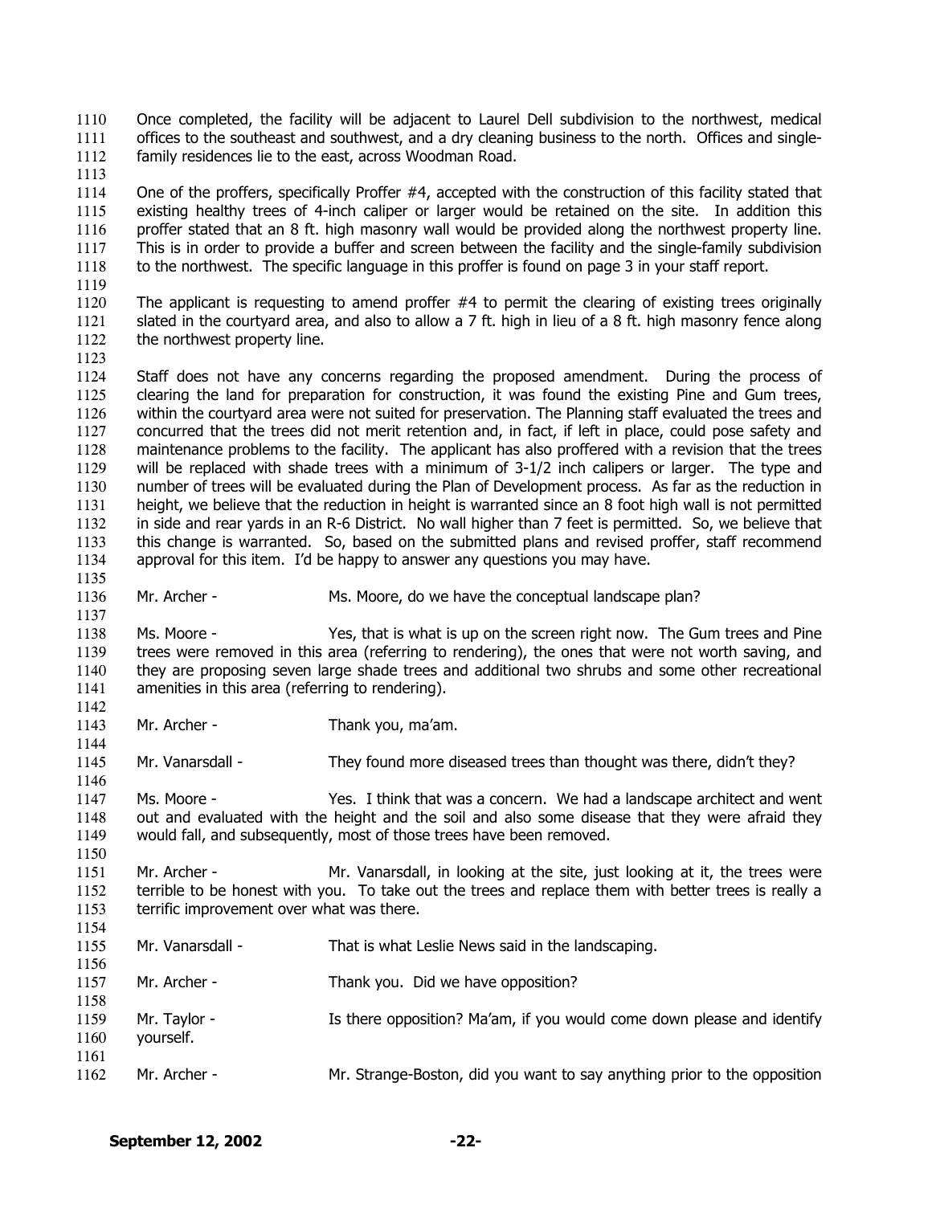Once completed, the facility will be adjacent to Laurel Dell subdivision to the northwest, medical offices to the southeast and southwest, and a dry cleaning business to the north. Offices and single-family residences lie to the east, across Woodman Road.

One of the proffers, specifically Proffer #4, accepted with the construction of this facility stated that existing healthy trees of 4-inch caliper or larger would be retained on the site. In addition this proffer stated that an 8 ft. high masonry wall would be provided along the northwest property line. This is in order to provide a buffer and screen between the facility and the single-family subdivision to the northwest. The specific language in this proffer is found on page 3 in your staff report.

The applicant is requesting to amend proffer #4 to permit the clearing of existing trees originally slated in the courtyard area, and also to allow a 7 ft. high in lieu of a 8 ft. high masonry fence along the northwest property line.

Staff does not have any concerns regarding the proposed amendment. During the process of clearing the land for preparation for construction, it was found the existing Pine and Gum trees, within the courtyard area were not suited for preservation. The Planning staff evaluated the trees and concurred that the trees did not merit retention and, in fact, if left in place, could pose safety and maintenance problems to the facility. The applicant has also proffered with a revision that the trees will be replaced with shade trees with a minimum of 3-1/2 inch calipers or larger. The type and number of trees will be evaluated during the Plan of Development process. As far as the reduction in height, we believe that the reduction in height is warranted since an 8 foot high wall is not permitted in side and rear yards in an R-6 District. No wall higher than 7 feet is permitted. So, we believe that this change is warranted. So, based on the submitted plans and revised proffer, staff recommend approval for this item. I'd be happy to answer any questions you may have.

Mr. Archer - Ms. Moore, do we have the conceptual landscape plan?

Ms. Moore - Yes, that is what is up on the screen right now. The Gum trees and Pine trees were removed in this area (referring to rendering), the ones that were not worth saving, and they are proposing seven large shade trees and additional two shrubs and some other recreational amenities in this area (referring to rendering).

Mr. Archer - Thank you, ma'am.

Mr. Vanarsdall - They found more diseased trees than thought was there, didn't they?

Ms. Moore - Yes. I think that was a concern. We had a landscape architect and went out and evaluated with the height and the soil and also some disease that they were afraid they would fall, and subsequently, most of those trees have been removed.

Mr. Archer - Mr. Vanarsdall, in looking at the site, just looking at it, the trees were terrible to be honest with you. To take out the trees and replace them with better trees is really a terrific improvement over what was there.

Mr. Vanarsdall - That is what Leslie News said in the landscaping.

Mr. Archer - Thank you. Did we have opposition?

Mr. Taylor - Is there opposition? Ma'am, if you would come down please and identify yourself.

Mr. Archer - Mr. Strange-Boston, did you want to say anything prior to the opposition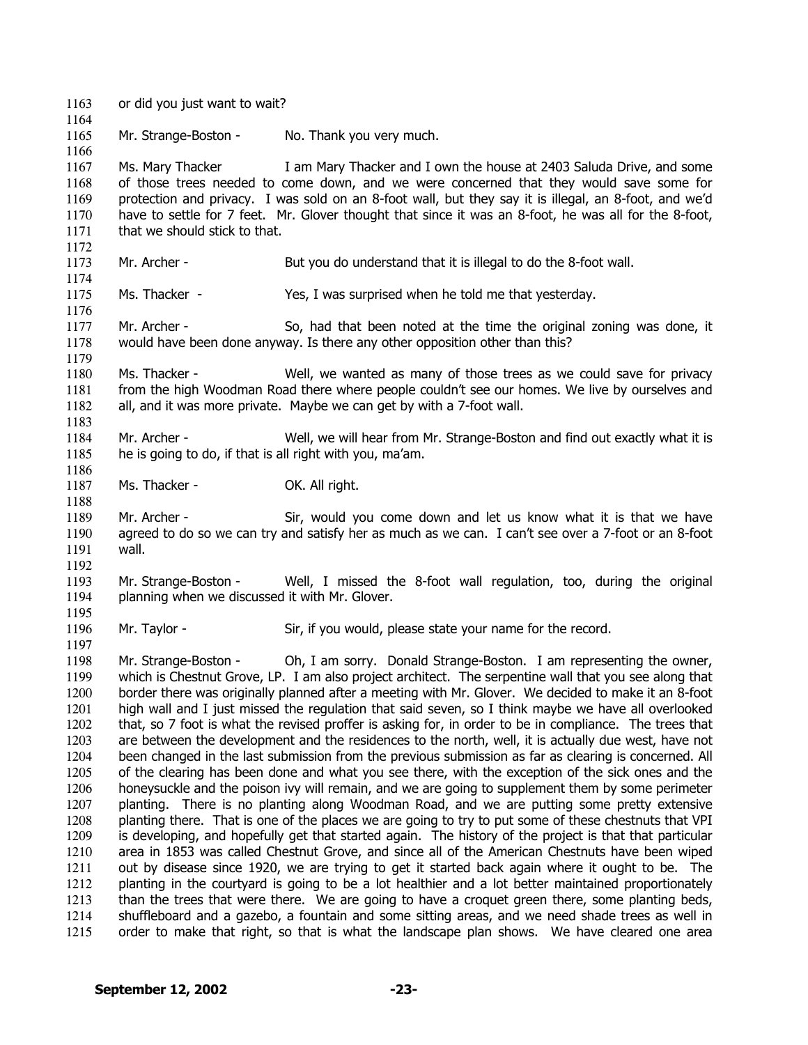or did you just want to wait?

Mr. Strange-Boston - No. Thank you very much.

Ms. Mary Thacker I am Mary Thacker and I own the house at 2403 Saluda Drive, and some of those trees needed to come down, and we were concerned that they would save some for protection and privacy. I was sold on an 8-foot wall, but they say it is illegal, an 8-foot, and we'd have to settle for 7 feet. Mr. Glover thought that since it was an 8-foot, he was all for the 8-foot, that we should stick to that.

Mr. Archer - But you do understand that it is illegal to do the 8-foot wall.

Ms. Thacker - Yes, I was surprised when he told me that yesterday.

Mr. Archer - So, had that been noted at the time the original zoning was done, it would have been done anyway. Is there any other opposition other than this?

Ms. Thacker - Well, we wanted as many of those trees as we could save for privacy from the high Woodman Road there where people couldn't see our homes. We live by ourselves and all, and it was more private. Maybe we can get by with a 7-foot wall.

Mr. Archer - Well, we will hear from Mr. Strange-Boston and find out exactly what it is he is going to do, if that is all right with you, ma'am.

Ms. Thacker - OK. All right.

Mr. Archer - Sir, would you come down and let us know what it is that we have agreed to do so we can try and satisfy her as much as we can. I can't see over a 7-foot or an 8-foot wall.

Mr. Strange-Boston - Well, I missed the 8-foot wall regulation, too, during the original planning when we discussed it with Mr. Glover.

Mr. Taylor - Sir, if you would, please state your name for the record.

Mr. Strange-Boston - Oh, I am sorry. Donald Strange-Boston. I am representing the owner, which is Chestnut Grove, LP. I am also project architect. The serpentine wall that you see along that border there was originally planned after a meeting with Mr. Glover. We decided to make it an 8-foot high wall and I just missed the regulation that said seven, so I think maybe we have all overlooked that, so 7 foot is what the revised proffer is asking for, in order to be in compliance. The trees that are between the development and the residences to the north, well, it is actually due west, have not been changed in the last submission from the previous submission as far as clearing is concerned. All of the clearing has been done and what you see there, with the exception of the sick ones and the honeysuckle and the poison ivy will remain, and we are going to supplement them by some perimeter planting. There is no planting along Woodman Road, and we are putting some pretty extensive planting there. That is one of the places we are going to try to put some of these chestnuts that VPI is developing, and hopefully get that started again. The history of the project is that that particular area in 1853 was called Chestnut Grove, and since all of the American Chestnuts have been wiped out by disease since 1920, we are trying to get it started back again where it ought to be. The planting in the courtyard is going to be a lot healthier and a lot better maintained proportionately than the trees that were there. We are going to have a croquet green there, some planting beds, shuffleboard and a gazebo, a fountain and some sitting areas, and we need shade trees as well in order to make that right, so that is what the landscape plan shows. We have cleared one area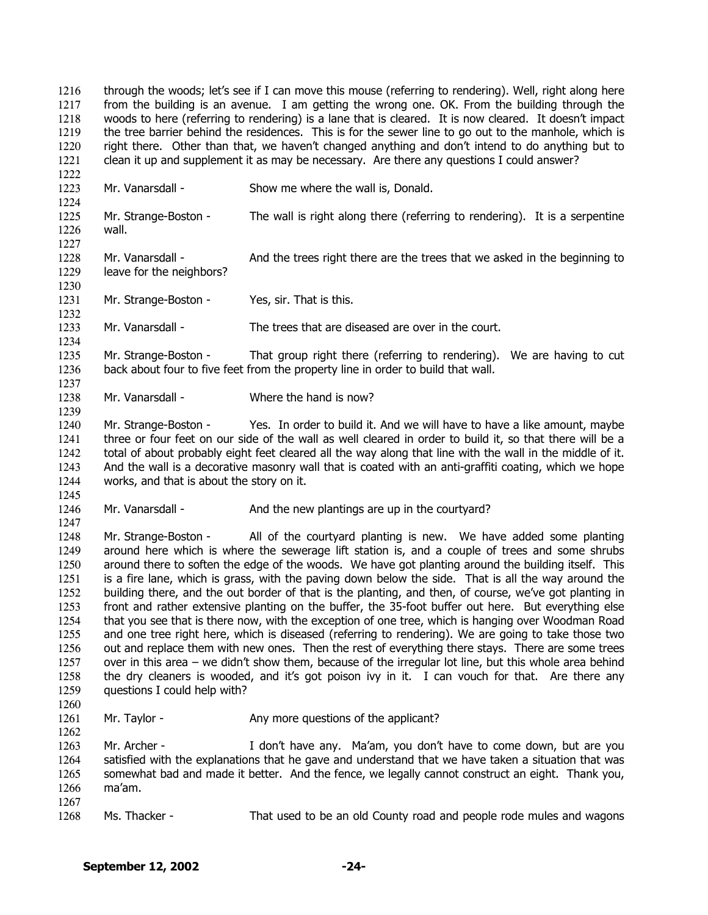through the woods; let's see if I can move this mouse (referring to rendering). Well, right along here from the building is an avenue. I am getting the wrong one. OK. From the building through the woods to here (referring to rendering) is a lane that is cleared. It is now cleared. It doesn't impact the tree barrier behind the residences. This is for the sewer line to go out to the manhole, which is right there. Other than that, we haven't changed anything and don't intend to do anything but to clean it up and supplement it as may be necessary. Are there any questions I could answer?

Mr. Vanarsdall - Show me where the wall is, Donald.

Mr. Strange-Boston - The wall is right along there (referring to rendering). It is a serpentine wall.

Mr. Vanarsdall - And the trees right there are the trees that we asked in the beginning to leave for the neighbors?

Mr. Strange-Boston - Yes, sir. That is this.

Mr. Vanarsdall - The trees that are diseased are over in the court.

Mr. Strange-Boston - That group right there (referring to rendering). We are having to cut back about four to five feet from the property line in order to build that wall.

Mr. Vanarsdall - Where the hand is now?

Mr. Strange-Boston - Yes. In order to build it. And we will have to have a like amount, maybe three or four feet on our side of the wall as well cleared in order to build it, so that there will be a total of about probably eight feet cleared all the way along that line with the wall in the middle of it. And the wall is a decorative masonry wall that is coated with an anti-graffiti coating, which we hope works, and that is about the story on it.

Mr. Vanarsdall - And the new plantings are up in the courtyard?

Mr. Strange-Boston - All of the courtyard planting is new. We have added some planting around here which is where the sewerage lift station is, and a couple of trees and some shrubs around there to soften the edge of the woods. We have got planting around the building itself. This is a fire lane, which is grass, with the paving down below the side. That is all the way around the building there, and the out border of that is the planting, and then, of course, we've got planting in front and rather extensive planting on the buffer, the 35-foot buffer out here. But everything else that you see that is there now, with the exception of one tree, which is hanging over Woodman Road and one tree right here, which is diseased (referring to rendering). We are going to take those two out and replace them with new ones. Then the rest of everything there stays. There are some trees over in this area – we didn't show them, because of the irregular lot line, but this whole area behind the dry cleaners is wooded, and it's got poison ivy in it. I can vouch for that. Are there any questions I could help with?

Mr. Taylor - Any more questions of the applicant?

Mr. Archer - I don't have any. Ma'am, you don't have to come down, but are you satisfied with the explanations that he gave and understand that we have taken a situation that was somewhat bad and made it better. And the fence, we legally cannot construct an eight. Thank you, ma'am.

Ms. Thacker - That used to be an old County road and people rode mules and wagons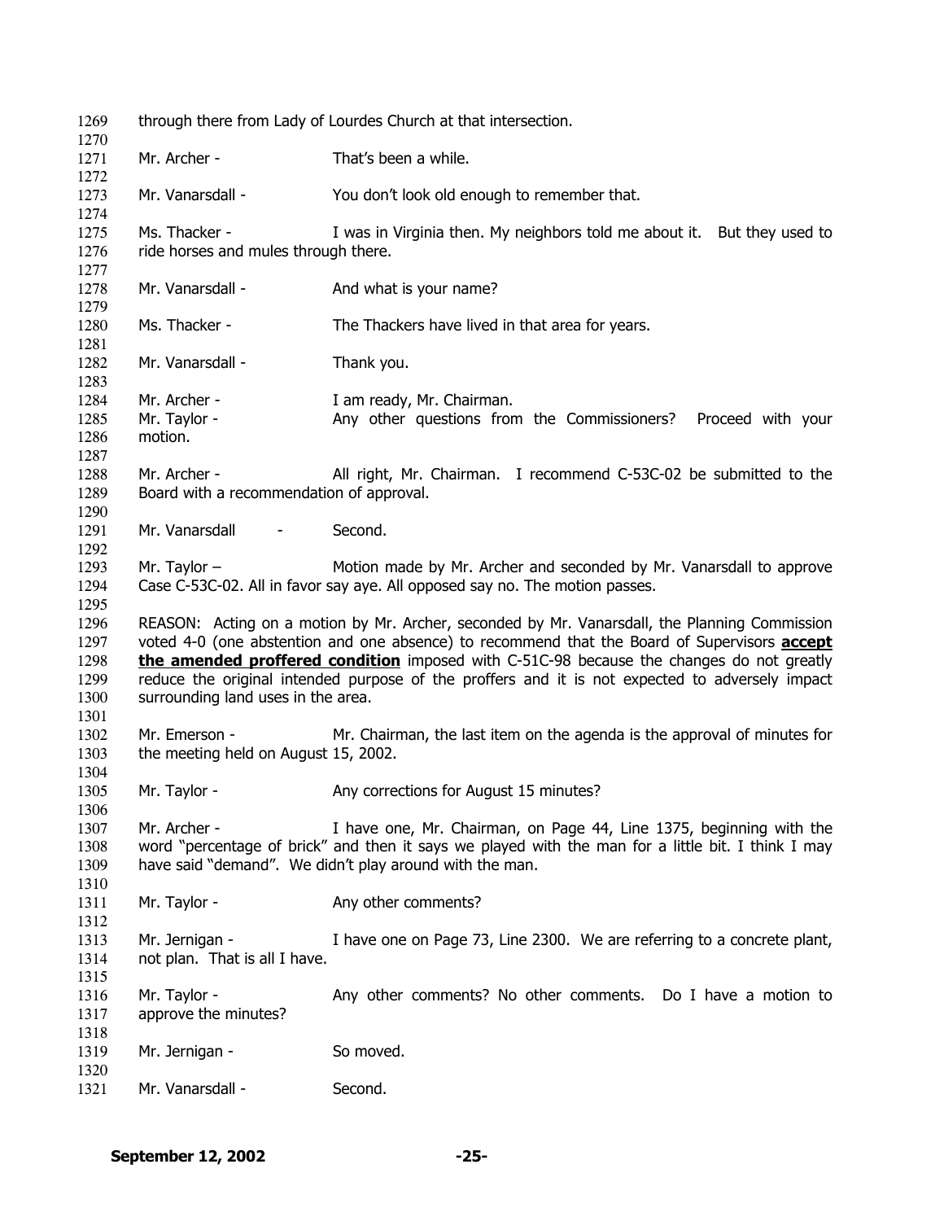through there from Lady of Lourdes Church at that intersection.

Mr. Archer - That's been a while.

Mr. Vanarsdall - You don't look old enough to remember that.

Ms. Thacker - I was in Virginia then. My neighbors told me about it. But they used to ride horses and mules through there.

Mr. Vanarsdall - And what is your name?

Ms. Thacker - The Thackers have lived in that area for years.

Mr. Vanarsdall - Thank you.

Mr. Archer - I am ready, Mr. Chairman.
Mr. Taylor - Any other questions from the Commissioners? Proceed with your motion.

Mr. Archer - All right, Mr. Chairman. I recommend C-53C-02 be submitted to the Board with a recommendation of approval.

Mr. Vanarsdall - Second.

Mr. Taylor – Motion made by Mr. Archer and seconded by Mr. Vanarsdall to approve Case C-53C-02. All in favor say aye. All opposed say no. The motion passes.

REASON: Acting on a motion by Mr. Archer, seconded by Mr. Vanarsdall, the Planning Commission voted 4-0 (one abstention and one absence) to recommend that the Board of Supervisors **accept the amended proffered condition** imposed with C-51C-98 because the changes do not greatly reduce the original intended purpose of the proffers and it is not expected to adversely impact surrounding land uses in the area.

Mr. Emerson - Mr. Chairman, the last item on the agenda is the approval of minutes for the meeting held on August 15, 2002.

Mr. Taylor - Any corrections for August 15 minutes?

Mr. Archer - I have one, Mr. Chairman, on Page 44, Line 1375, beginning with the word "percentage of brick" and then it says we played with the man for a little bit. I think I may have said "demand". We didn't play around with the man.

Mr. Taylor - Any other comments?

Mr. Jernigan - I have one on Page 73, Line 2300. We are referring to a concrete plant, not plan. That is all I have.

Mr. Taylor - Any other comments? No other comments. Do I have a motion to approve the minutes?

Mr. Jernigan - So moved.

Mr. Vanarsdall - Second.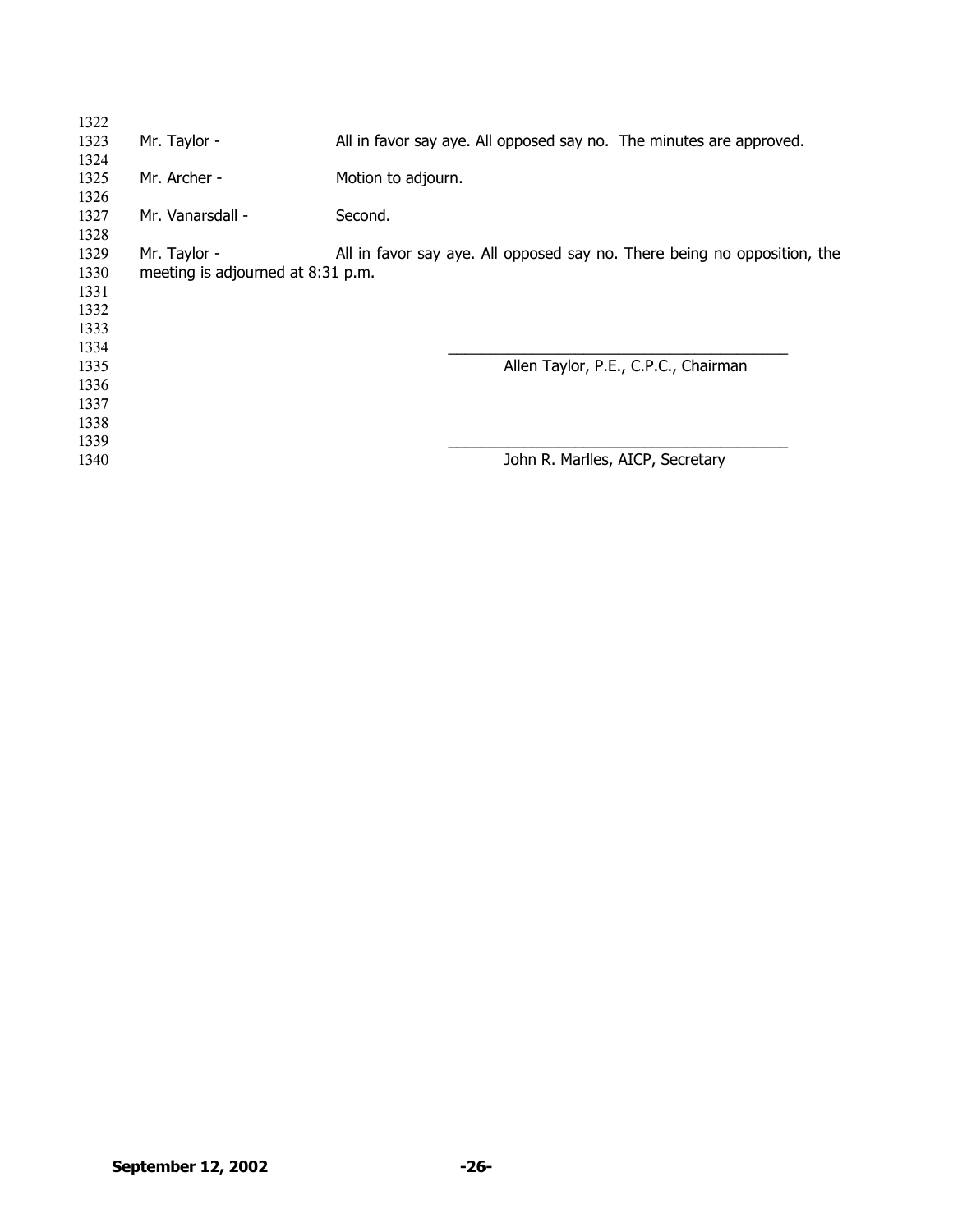Mr. Taylor - All in favor say aye. All opposed say no. The minutes are approved.

Mr. Archer - Motion to adjourn.

Mr. Vanarsdall - Second.

Mr. Taylor - All in favor say aye. All opposed say no. There being no opposition, the meeting is adjourned at 8:31 p.m.

\_\_\_\_\_\_\_\_\_\_\_\_\_\_\_\_\_\_\_\_\_\_\_\_\_\_\_\_\_\_\_\_\_\_\_\_\_\_\_\_

Allen Taylor, P.E., C.P.C., Chairman

\_\_\_\_\_\_\_\_\_\_\_\_\_\_\_\_\_\_\_\_\_\_\_\_\_\_\_\_\_\_\_\_\_\_\_\_\_\_\_\_

John R. Marlles, AICP, Secretary